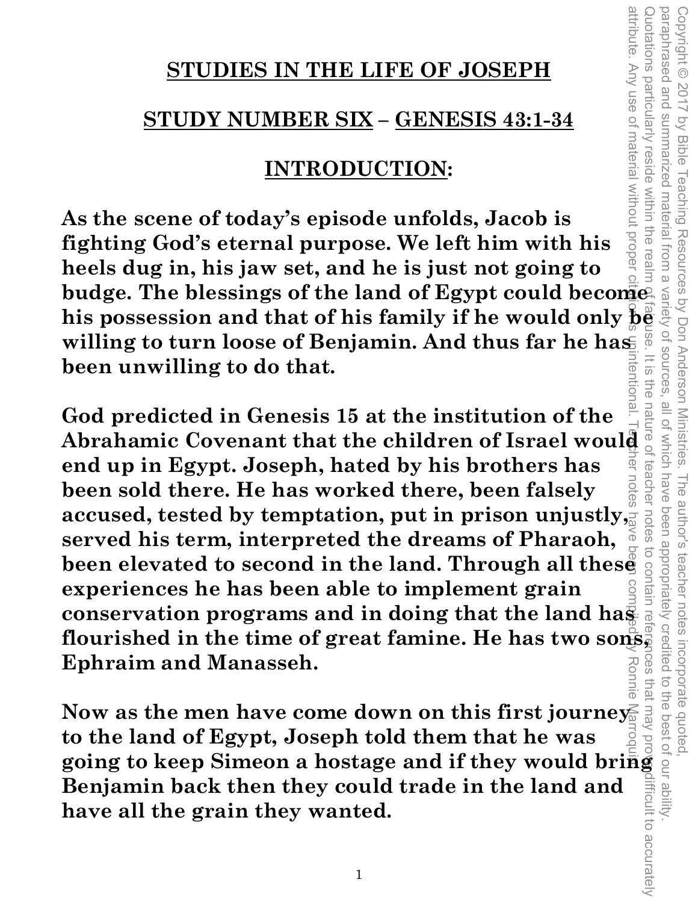# STUDIES IN THE LIFE OF JOSEPH

## STUDY NUMBER SIX – GENESIS 43:1-34

### INTRODUCTION:

**As the scene of today's episode unfolds, Jacob is fighting God's eternal purpose. We left him with his heels dug in, his jaw set, and he is just not going to budge. The blessings of the land of Egypt could become his possession and that of his family if he would only be willing to turn loose of Benjamin. And thus far he has been unwilling to do that.**

**God predicted in Genesis 15 at the institution of the Abrahamic Covenant that the children of Israel would end up in Egypt. Joseph, hated by his brothers has been sold there. He has worked there, been falsely accused, tested by temptation, put in prison unjustly, served his term, interpreted the dreams of Pharaoh, been elevated to second in the land. Through all these experiences he has been able to implement grain conservation programs and in doing that the land has flourished in the time of great famine. He has two sons, Ephraim and Manasseh.**

**Now as the men have come down on this first journey to the land of Egypt, Joseph told them that he was going to keep Simeon a hostage and if they would bring Benjamin back then they could trade in the land and have all the grain they wanted.**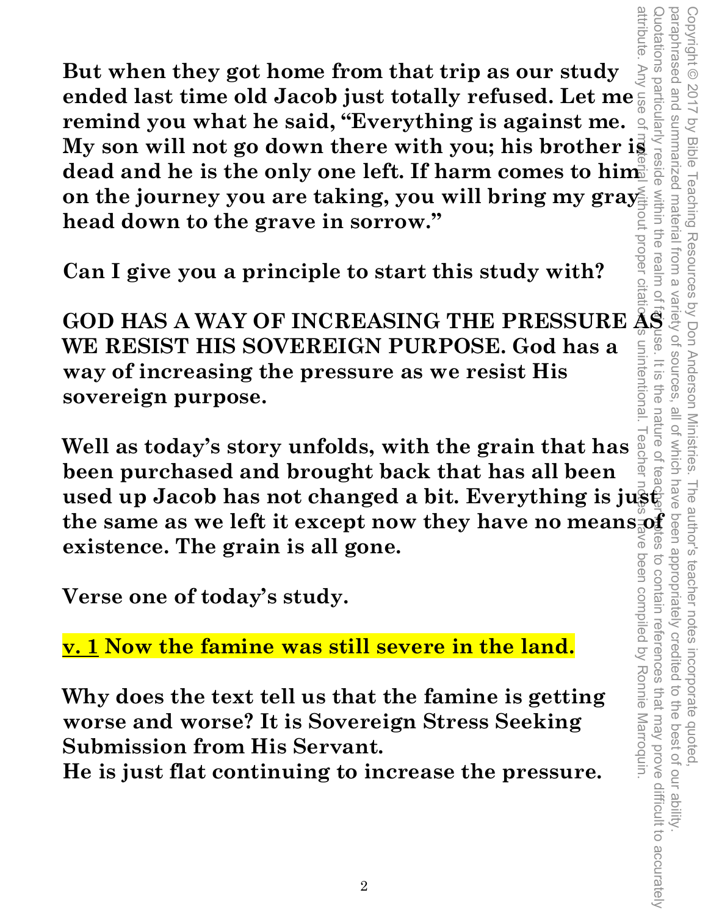**But when they got home from that trip as our study ended last time old Jacob just totally refused. Let me remind you what he said, "Everything is against me. My son will not go down there with you; his brother is dead and he is the only one left. If harm comes to him on the journey you are taking, you will bring my gray head down to the grave in sorrow."**

**Can I give you a principle to start this study with?**

**GOD HAS A WAY OF INCREASING THE PRESSURE AS WE RESIST HIS SOVEREIGN PURPOSE. God has a way of increasing the pressure as we resist His sovereign purpose.**

**Well as today's story unfolds, with the grain that has been purchased and brought back that has all been used up Jacob has not changed a bit. Everything is just the same as we left it except now they have no means of existence. The grain is all gone.**

**Verse one of today's study.**

**v. 1 Now the famine was still severe in the land.**

**Why does the text tell us that the famine is getting worse and worse? It is Sovereign Stress Seeking Submission from His Servant.**
**He is just flat continuing to increase the pressure.**

Copyright © 2017 by Bible Teaching Resources by Don Anderson Ministries. The author's teacher notes incorporate quoted, paraphrased and summarized material from a variety of sources, all of which have been appropriately credited to the best of our ability. Quotations particularly reside within the realm of fair use. It is the nature of teacher notes to contain references that may prove difficult to accurately attribute. Any use of material without proper citation is unintentional. Teacher notes have been compiled by Ronnie Marroquin.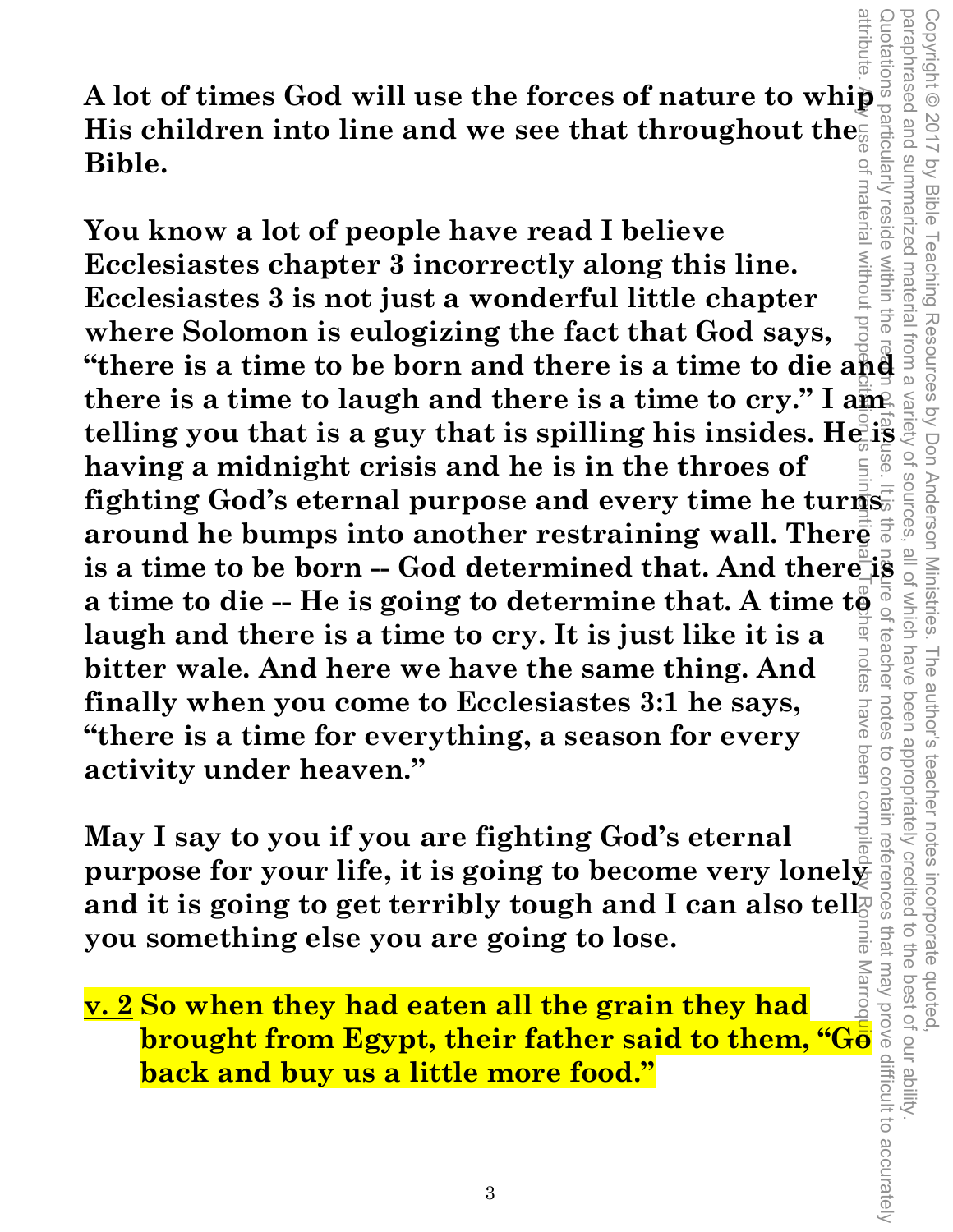**A lot of times God will use the forces of nature to whip His children into line and we see that throughout the Bible.**

**You know a lot of people have read I believe Ecclesiastes chapter 3 incorrectly along this line. Ecclesiastes 3 is not just a wonderful little chapter where Solomon is eulogizing the fact that God says, "there is a time to be born and there is a time to die and there is a time to laugh and there is a time to cry." I am telling you that is a guy that is spilling his insides. He is having a midnight crisis and he is in the throes of fighting God's eternal purpose and every time he turns around he bumps into another restraining wall. There is a time to be born -- God determined that. And there is a time to die -- He is going to determine that. A time to laugh and there is a time to cry. It is just like it is a bitter wale. And here we have the same thing. And finally when you come to Ecclesiastes 3:1 he says, "there is a time for everything, a season for every activity under heaven."**

**May I say to you if you are fighting God's eternal purpose for your life, it is going to become very lonely and it is going to get terribly tough and I can also tell you something else you are going to lose.**

**<u>v. 2</u> So when they had eaten all the grain they had brought from Egypt, their father said to them, "Go back and buy us a little more food."**

Copyright © 2017 by Bible Teaching Resources by Don Anderson Ministries. The author's teacher notes incorporate quoted, paraphrased and summarized material from a variety of sources, all of which have been appropriately credited to the best of our ability. Quotations particularly reside within the realm of fair use. It is the nature of teacher notes to contain references that may prove difficult to accurately attribute. Any use of material without proper citation is unintentional. Teacher notes have been compiled by Ronnie Marroquin.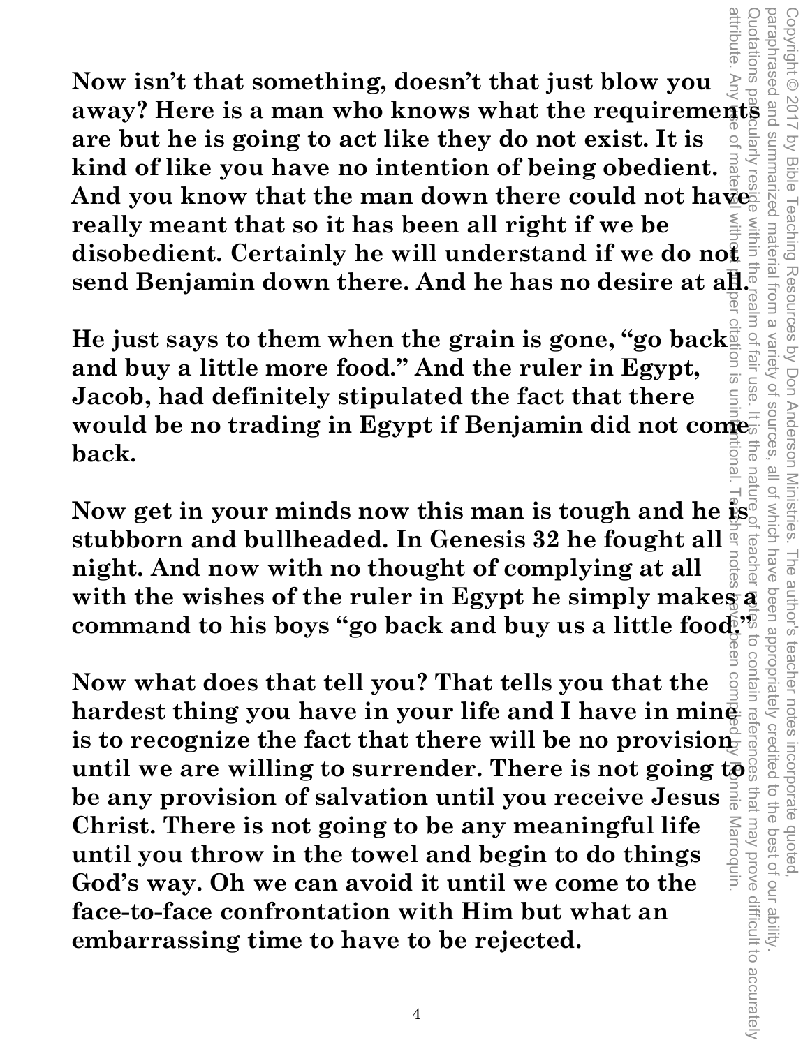**Now isn't that something, doesn't that just blow you away? Here is a man who knows what the requirements are but he is going to act like they do not exist. It is kind of like you have no intention of being obedient. And you know that the man down there could not have really meant that so it has been all right if we be disobedient. Certainly he will understand if we do not send Benjamin down there. And he has no desire at all.**

**He just says to them when the grain is gone, "go back and buy a little more food." And the ruler in Egypt, Jacob, had definitely stipulated the fact that there would be no trading in Egypt if Benjamin did not come back.**

**Now get in your minds now this man is tough and he is stubborn and bullheaded. In Genesis 32 he fought all night. And now with no thought of complying at all with the wishes of the ruler in Egypt he simply makes a command to his boys "go back and buy us a little food."**

**Now what does that tell you? That tells you that the hardest thing you have in your life and I have in mine is to recognize the fact that there will be no provision until we are willing to surrender. There is not going to be any provision of salvation until you receive Jesus Christ. There is not going to be any meaningful life until you throw in the towel and begin to do things God's way. Oh we can avoid it until we come to the face-to-face confrontation with Him but what an embarrassing time to have to be rejected.**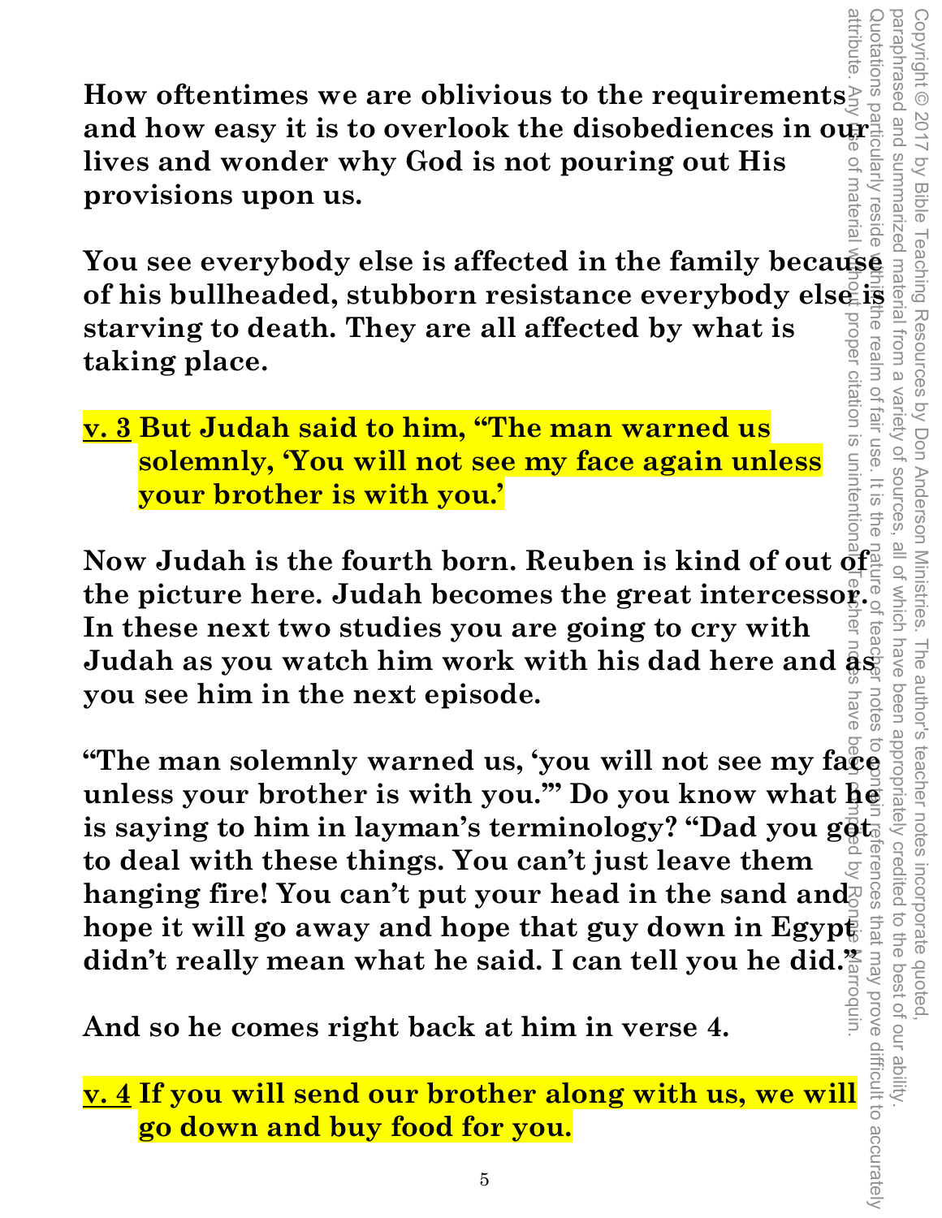**How oftentimes we are oblivious to the requirements and how easy it is to overlook the disobediences in our lives and wonder why God is not pouring out His provisions upon us.**

**You see everybody else is affected in the family because of his bullheaded, stubborn resistance everybody else is starving to death. They are all affected by what is taking place.**

**v. 3 But Judah said to him, "The man warned us solemnly, 'You will not see my face again unless your brother is with you.'**

**Now Judah is the fourth born. Reuben is kind of out of the picture here. Judah becomes the great intercessor. In these next two studies you are going to cry with Judah as you watch him work with his dad here and as you see him in the next episode.**

**"The man solemnly warned us, 'you will not see my face unless your brother is with you.'" Do you know what he is saying to him in layman's terminology? "Dad you got to deal with these things. You can't just leave them hanging fire! You can't put your head in the sand and hope it will go away and hope that guy down in Egypt didn't really mean what he said. I can tell you he did."**

**And so he comes right back at him in verse 4.**

**v. 4 If you will send our brother along with us, we will go down and buy food for you.**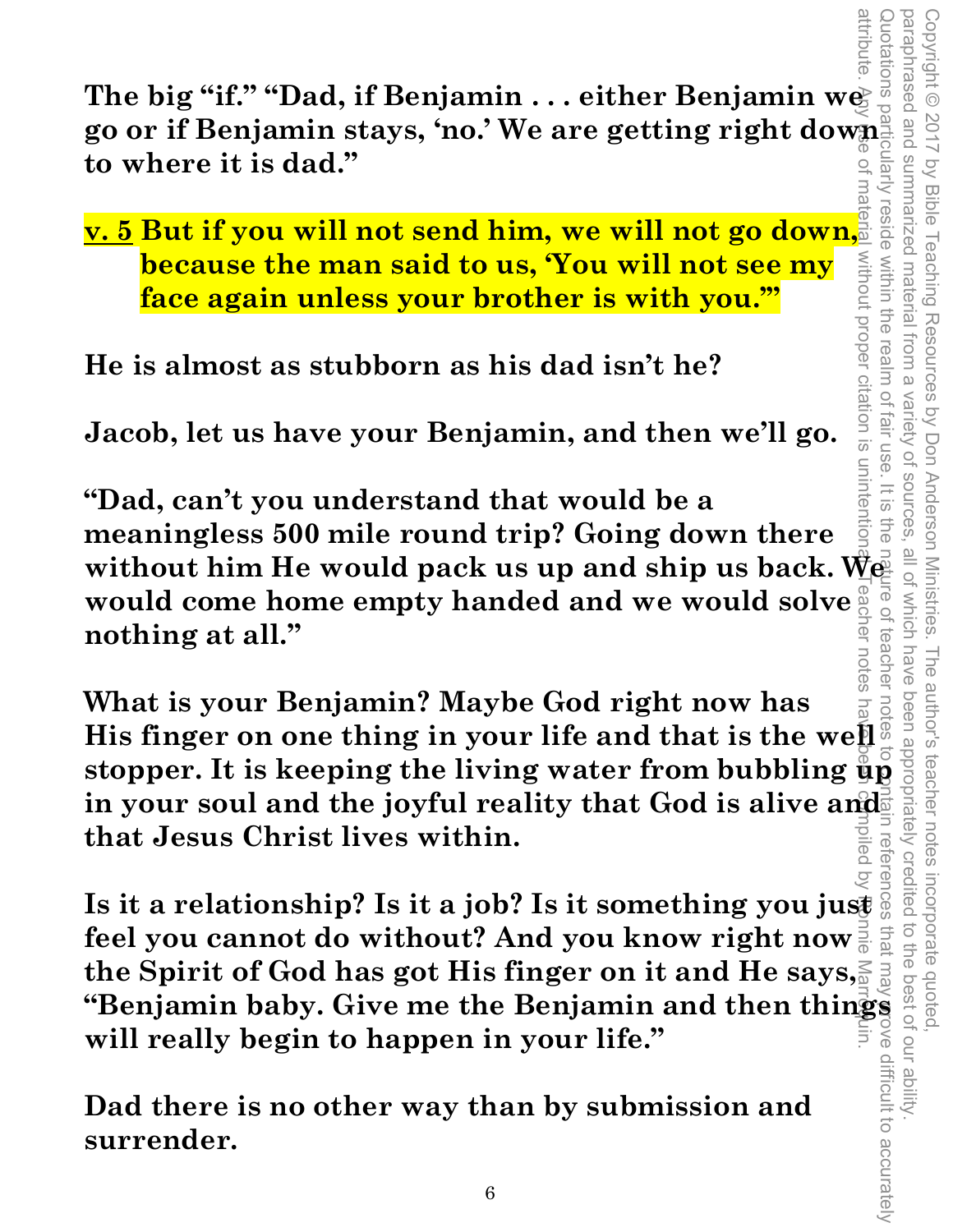**The big "if." "Dad, if Benjamin . . . either Benjamin we go or if Benjamin stays, 'no.' We are getting right down to where it is dad."**

**<u>v. 5</u> But if you will not send him, we will not go down, because the man said to us, 'You will not see my face again unless your brother is with you.'"**

**He is almost as stubborn as his dad isn't he?**

**Jacob, let us have your Benjamin, and then we'll go.**

**"Dad, can't you understand that would be a meaningless 500 mile round trip? Going down there without him He would pack us up and ship us back. We would come home empty handed and we would solve nothing at all."**

**What is your Benjamin? Maybe God right now has His finger on one thing in your life and that is the well stopper. It is keeping the living water from bubbling up in your soul and the joyful reality that God is alive and that Jesus Christ lives within.**

**Is it a relationship? Is it a job? Is it something you just feel you cannot do without? And you know right now the Spirit of God has got His finger on it and He says, "Benjamin baby. Give me the Benjamin and then things will really begin to happen in your life."**

**Dad there is no other way than by submission and surrender.**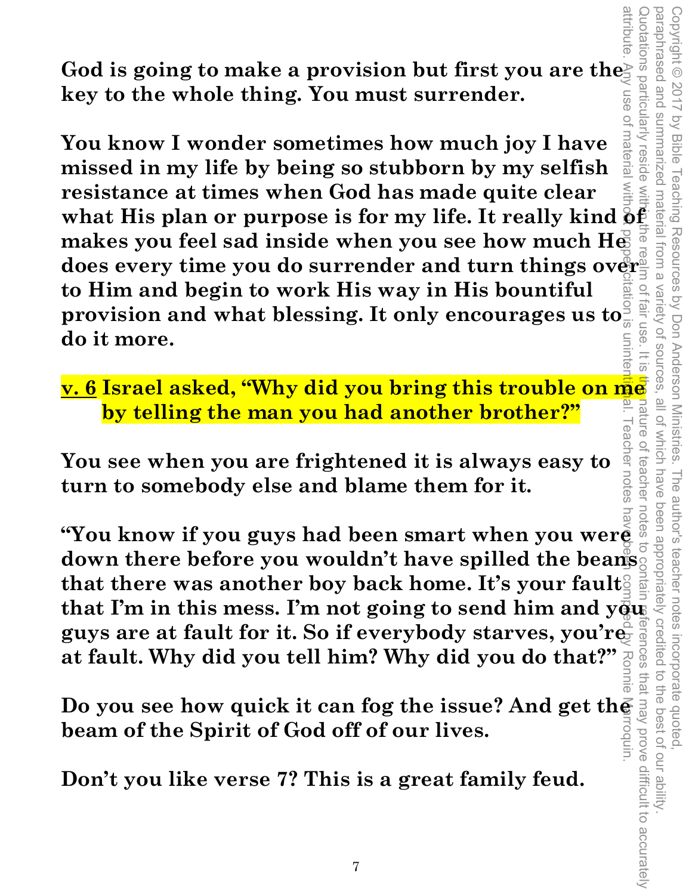**God is going to make a provision but first you are the key to the whole thing. You must surrender.**

**You know I wonder sometimes how much joy I have missed in my life by being so stubborn by my selfish resistance at times when God has made quite clear what His plan or purpose is for my life. It really kind of makes you feel sad inside when you see how much He does every time you do surrender and turn things over to Him and begin to work His way in His bountiful provision and what blessing. It only encourages us to do it more.**

**<u>v. 6</u> Israel asked, "Why did you bring this trouble on me by telling the man you had another brother?"**

**You see when you are frightened it is always easy to turn to somebody else and blame them for it.**

**"You know if you guys had been smart when you were down there before you wouldn't have spilled the beans that there was another boy back home. It's your fault that I'm in this mess. I'm not going to send him and you guys are at fault for it. So if everybody starves, you're at fault. Why did you tell him? Why did you do that?"**

**Do you see how quick it can fog the issue? And get the beam of the Spirit of God off of our lives.**

**Don't you like verse 7? This is a great family feud.**

Copyright © 2017 by Bible Teaching Resources by Don Anderson Ministries. The author's teacher notes incorporate quoted, paraphrased and summarized material from a variety of sources, all of which have been appropriately credited to the best of our ability. Quotations particularly reside within the realm of fair use. It is the nature of teacher notes to contain references that may prove difficult to accurately attribute. Any use of material without proper citation is unintentional. Teacher notes have been compiled by Ronnie Marroquin.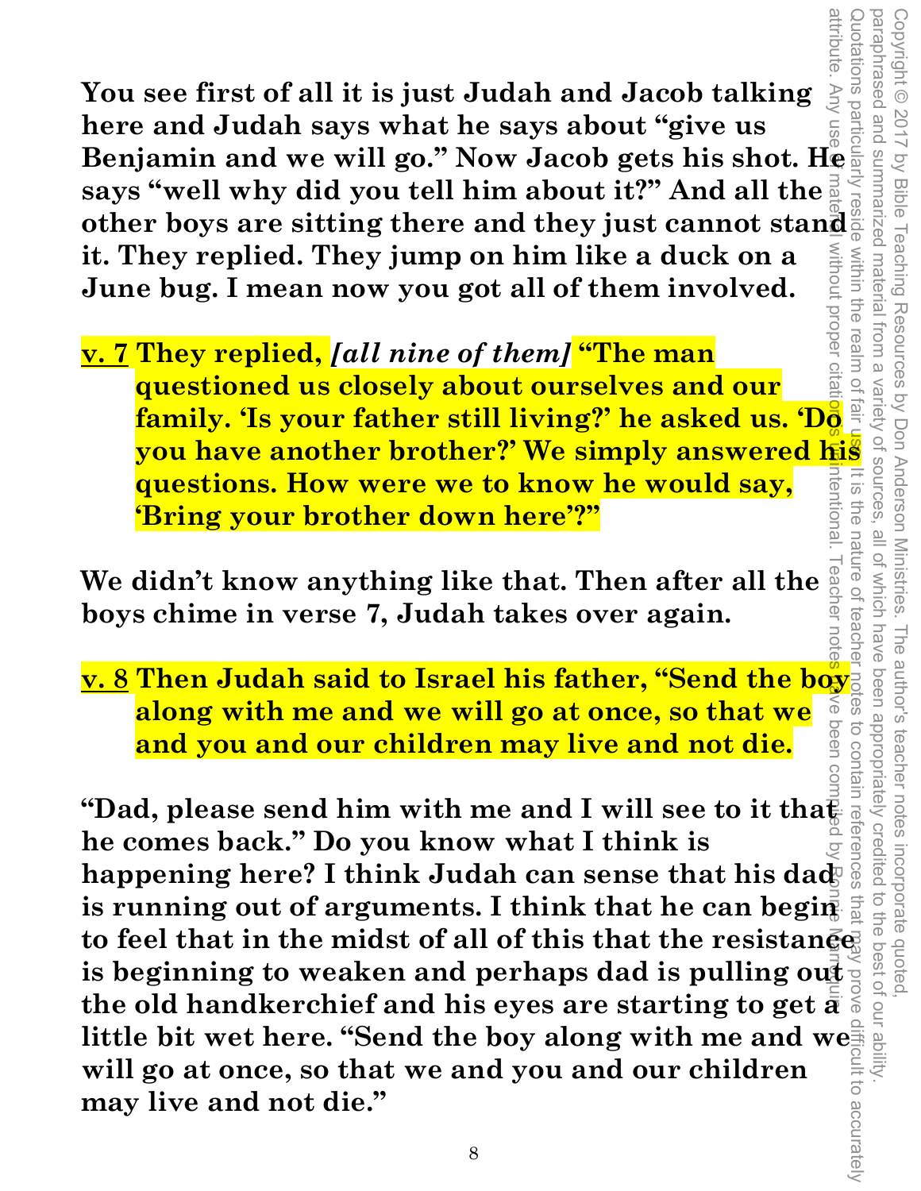**You see first of all it is just Judah and Jacob talking here and Judah says what he says about "give us Benjamin and we will go." Now Jacob gets his shot. He says "well why did you tell him about it?" And all the other boys are sitting there and they just cannot stand it. They replied. They jump on him like a duck on a June bug. I mean now you got all of them involved.**

**v. 7 They replied, *[all nine of them]* "The man questioned us closely about ourselves and our family. 'Is your father still living?' he asked us. 'Do you have another brother?' We simply answered his questions. How were we to know he would say, 'Bring your brother down here'?"**

**We didn't know anything like that. Then after all the boys chime in verse 7, Judah takes over again.**

**v. 8 Then Judah said to Israel his father, "Send the boy along with me and we will go at once, so that we and you and our children may live and not die.**

**"Dad, please send him with me and I will see to it that he comes back." Do you know what I think is happening here? I think Judah can sense that his dad is running out of arguments. I think that he can begin to feel that in the midst of all of this that the resistance is beginning to weaken and perhaps dad is pulling out the old handkerchief and his eyes are starting to get a little bit wet here. "Send the boy along with me and we will go at once, so that we and you and our children may live and not die."**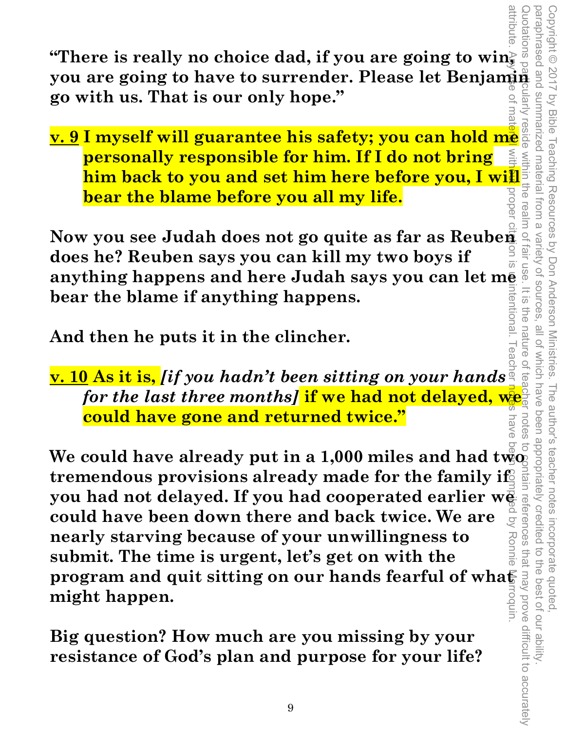**"There is really no choice dad, if you are going to win, you are going to have to surrender. Please let Benjamin go with us. That is our only hope."**

**v. 9 I myself will guarantee his safety; you can hold me personally responsible for him. If I do not bring him back to you and set him here before you, I will bear the blame before you all my life.**

**Now you see Judah does not go quite as far as Reuben does he? Reuben says you can kill my two boys if anything happens and here Judah says you can let me bear the blame if anything happens.**

**And then he puts it in the clincher.**

**v. 10 As it is,** ***[if you hadn't been sitting on your hands for the last three months]*** **if we had not delayed, we could have gone and returned twice."**

**We could have already put in a 1,000 miles and had two tremendous provisions already made for the family if you had not delayed. If you had cooperated earlier we could have been down there and back twice. We are nearly starving because of your unwillingness to submit. The time is urgent, let's get on with the program and quit sitting on our hands fearful of what might happen.**

**Big question? How much are you missing by your resistance of God's plan and purpose for your life?**

Copyright © 2017 by Bible Teaching Resources by Don Anderson Ministries. The author's teacher notes incorporate quoted, paraphrased and summarized material from a variety of sources, all of which have been appropriately credited to the best of our ability. Quotations particularly reside within the realm of fair use. It is the nature of teacher notes to contain references that may prove difficult to accurately attribute. Any use of material without proper citation is unintentional. Teacher notes have been compiled by Ronnie Marroquin.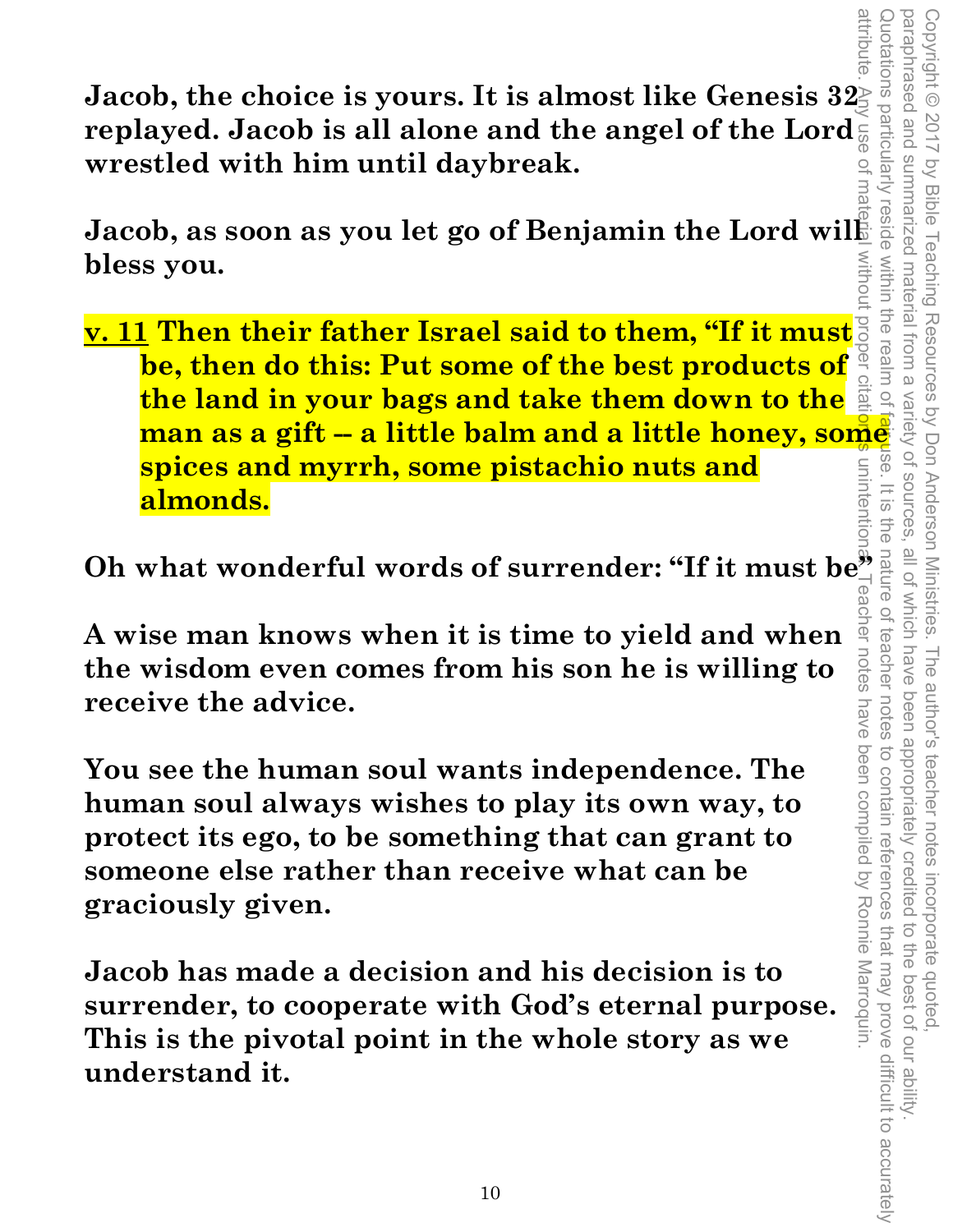**Jacob, the choice is yours. It is almost like Genesis 32 replayed. Jacob is all alone and the angel of the Lord wrestled with him until daybreak.**

**Jacob, as soon as you let go of Benjamin the Lord will bless you.**

**v. 11 Then their father Israel said to them, "If it must be, then do this: Put some of the best products of the land in your bags and take them down to the man as a gift -- a little balm and a little honey, some spices and myrrh, some pistachio nuts and almonds.**

**Oh what wonderful words of surrender: "If it must be"**

**A wise man knows when it is time to yield and when the wisdom even comes from his son he is willing to receive the advice.**

**You see the human soul wants independence. The human soul always wishes to play its own way, to protect its ego, to be something that can grant to someone else rather than receive what can be graciously given.**

**Jacob has made a decision and his decision is to surrender, to cooperate with God's eternal purpose. This is the pivotal point in the whole story as we understand it.**

Copyright © 2017 by Bible Teaching Resources by Don Anderson Ministries. The author's teacher notes incorporate quoted, paraphrased and summarized material from a variety of sources, all of which have been appropriately credited to the best of our ability. Quotations particularly reside within the realm of fair use. It is the nature of teacher notes to contain references that may prove difficult to accurately attribute. Any use of material without proper citation is unintentional. Teacher notes have been compiled by Ronnie Marroquin.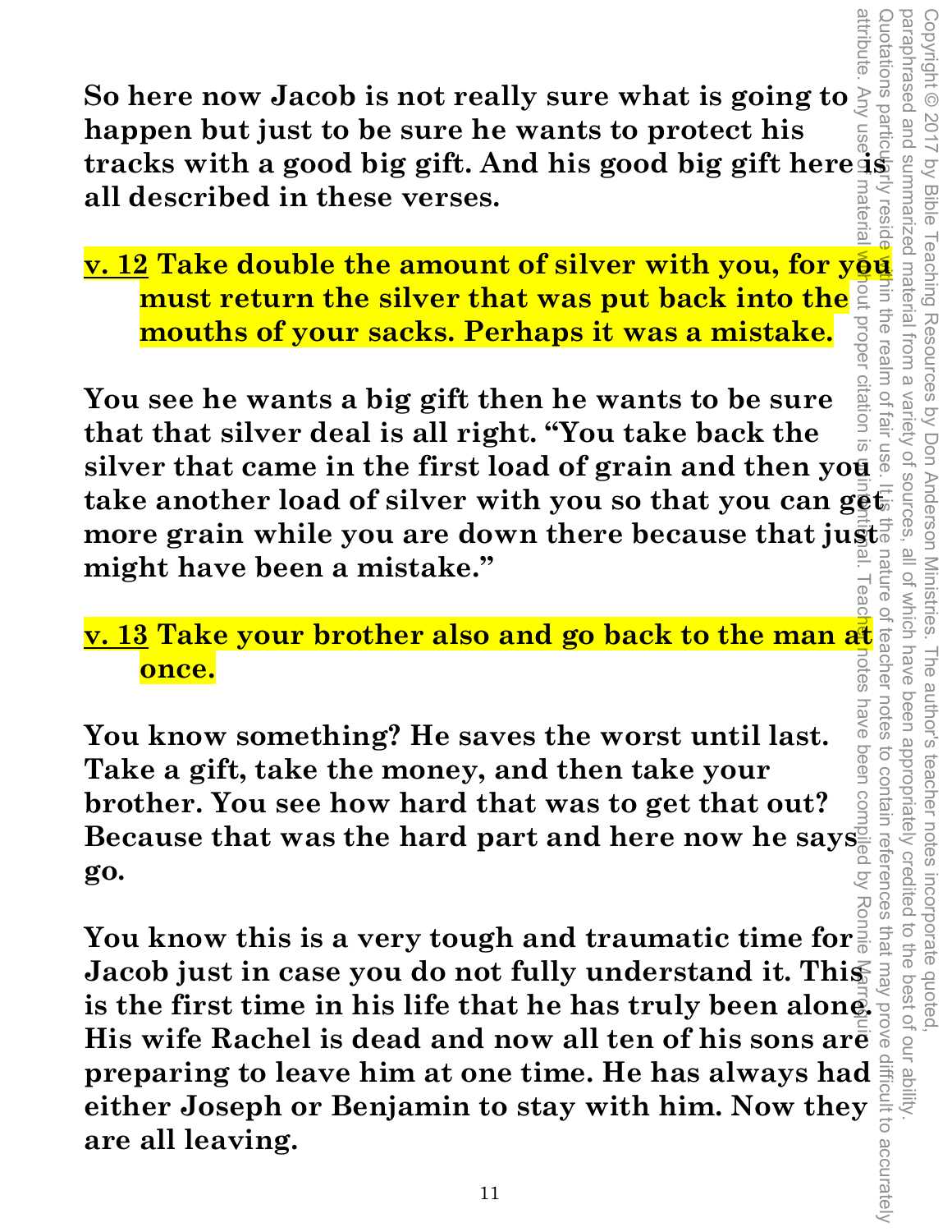**So here now Jacob is not really sure what is going to happen but just to be sure he wants to protect his tracks with a good big gift. And his good big gift here is all described in these verses.**

**v. 12 Take double the amount of silver with you, for you must return the silver that was put back into the mouths of your sacks. Perhaps it was a mistake.**

**You see he wants a big gift then he wants to be sure that that silver deal is all right. "You take back the silver that came in the first load of grain and then you take another load of silver with you so that you can get more grain while you are down there because that just might have been a mistake."**

**v. 13 Take your brother also and go back to the man at once.**

**You know something? He saves the worst until last. Take a gift, take the money, and then take your brother. You see how hard that was to get that out? Because that was the hard part and here now he says go.**

**You know this is a very tough and traumatic time for Jacob just in case you do not fully understand it. This is the first time in his life that he has truly been alone. His wife Rachel is dead and now all ten of his sons are preparing to leave him at one time. He has always had either Joseph or Benjamin to stay with him. Now they are all leaving.**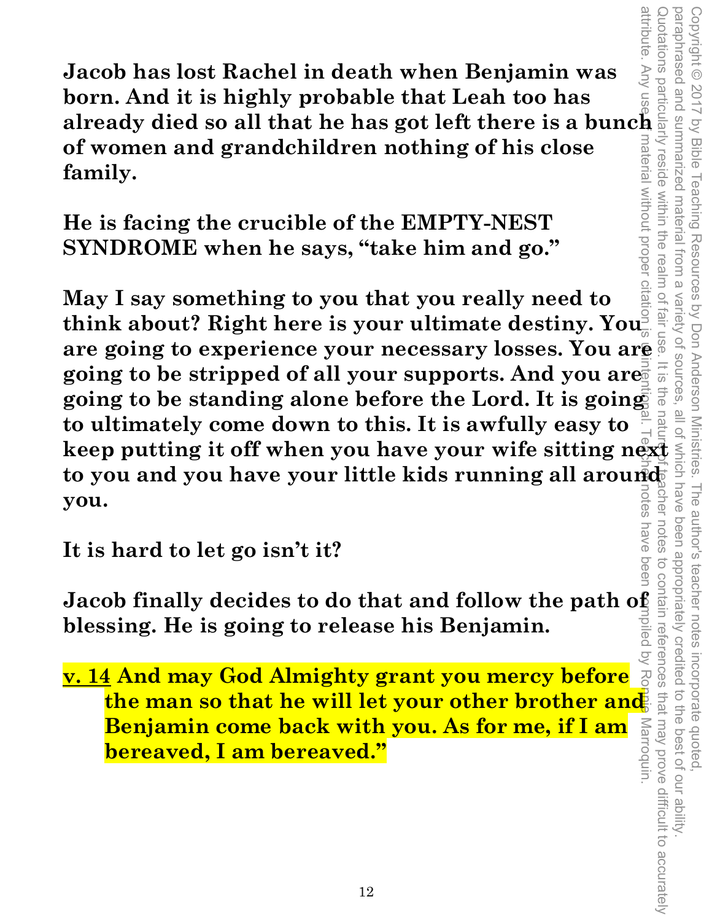**Jacob has lost Rachel in death when Benjamin was born. And it is highly probable that Leah too has already died so all that he has got left there is a bunch of women and grandchildren nothing of his close family.**

**He is facing the crucible of the EMPTY-NEST SYNDROME when he says, "take him and go."**

**May I say something to you that you really need to think about? Right here is your ultimate destiny. You are going to experience your necessary losses. You are going to be stripped of all your supports. And you are going to be standing alone before the Lord. It is going to ultimately come down to this. It is awfully easy to keep putting it off when you have your wife sitting next to you and you have your little kids running all around you.**

**It is hard to let go isn't it?**

**Jacob finally decides to do that and follow the path of blessing. He is going to release his Benjamin.**

**<u>v. 14</u> And may God Almighty grant you mercy before the man so that he will let your other brother and Benjamin come back with you. As for me, if I am bereaved, I am bereaved."**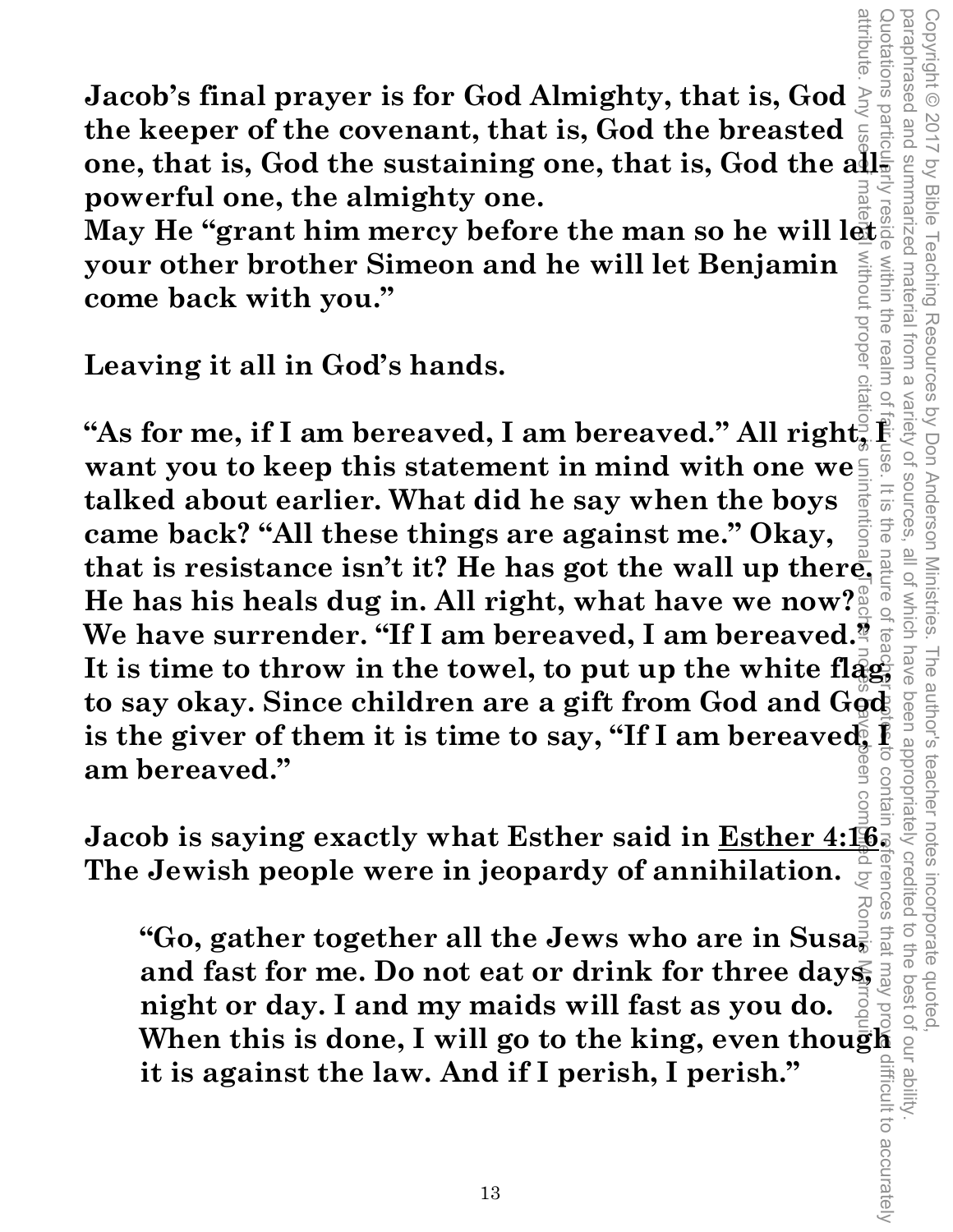**Jacob's final prayer is for God Almighty, that is, God the keeper of the covenant, that is, God the breasted one, that is, God the sustaining one, that is, God the all-powerful one, the almighty one.**
**May He "grant him mercy before the man so he will let your other brother Simeon and he will let Benjamin come back with you."**

**Leaving it all in God's hands.**

**"As for me, if I am bereaved, I am bereaved." All right, I want you to keep this statement in mind with one we talked about earlier. What did he say when the boys came back? "All these things are against me." Okay, that is resistance isn't it? He has got the wall up there. He has his heals dug in. All right, what have we now? We have surrender. "If I am bereaved, I am bereaved." It is time to throw in the towel, to put up the white flag, to say okay. Since children are a gift from God and God is the giver of them it is time to say, "If I am bereaved, I am bereaved."**

**Jacob is saying exactly what Esther said in <u>Esther 4:16</u>. The Jewish people were in jeopardy of annihilation.**

> **"Go, gather together all the Jews who are in Susa, and fast for me. Do not eat or drink for three days, night or day. I and my maids will fast as you do. When this is done, I will go to the king, even though it is against the law. And if I perish, I perish."**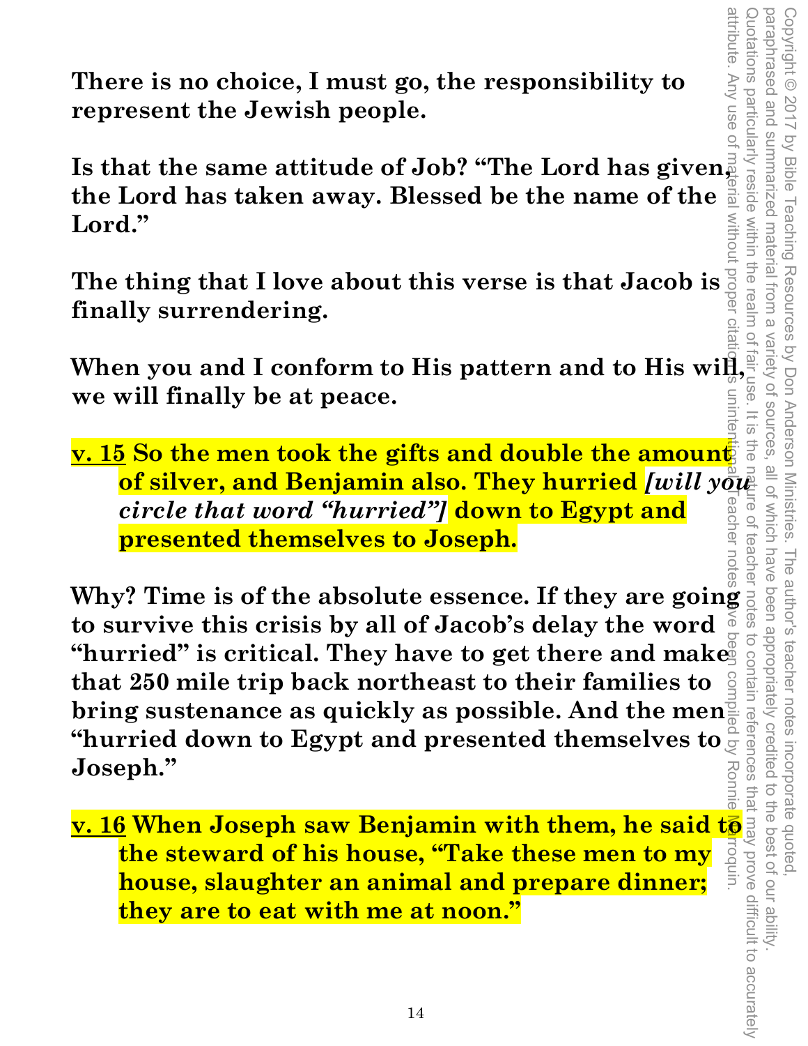**There is no choice, I must go, the responsibility to represent the Jewish people.**

**Is that the same attitude of Job? "The Lord has given, the Lord has taken away. Blessed be the name of the Lord."**

**The thing that I love about this verse is that Jacob is finally surrendering.**

**When you and I conform to His pattern and to His will, we will finally be at peace.**

**v. 15 So the men took the gifts and double the amount of silver, and Benjamin also. They hurried *[will you circle that word "hurried"]* down to Egypt and presented themselves to Joseph.**

**Why? Time is of the absolute essence. If they are going to survive this crisis by all of Jacob's delay the word "hurried" is critical. They have to get there and make that 250 mile trip back northeast to their families to bring sustenance as quickly as possible. And the men "hurried down to Egypt and presented themselves to Joseph."**

**v. 16 When Joseph saw Benjamin with them, he said to the steward of his house, "Take these men to my house, slaughter an animal and prepare dinner; they are to eat with me at noon."**

Copyright © 2017 by Bible Teaching Resources by Don Anderson Ministries. The author's teacher notes incorporate quoted, paraphrased and summarized material from a variety of sources, all of which have been appropriately credited to the best of our ability. Quotations particularly reside within the realm of fair use. It is the nature of teacher notes to contain references that may prove difficult to accurately attribute. Any use of material without proper citation is unintentional. Teacher notes have been compiled by Ronnie Marroquin.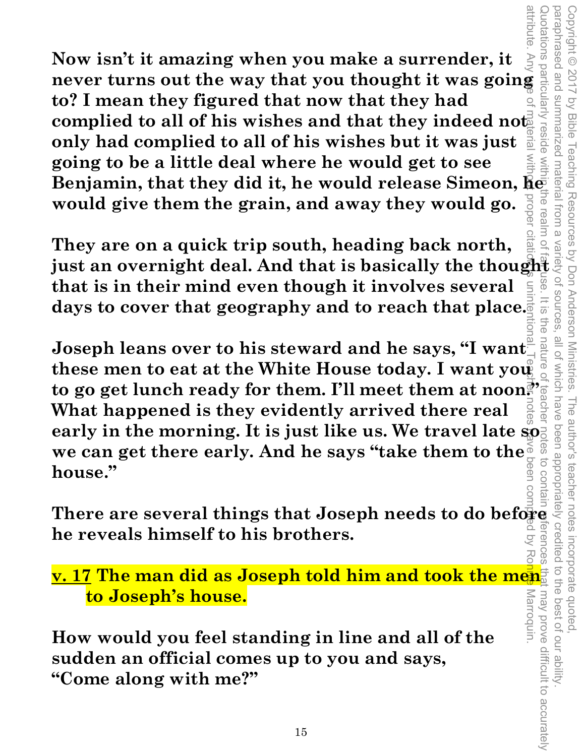**Now isn't it amazing when you make a surrender, it never turns out the way that you thought it was going to? I mean they figured that now that they had complied to all of his wishes and that they indeed not only had complied to all of his wishes but it was just going to be a little deal where he would get to see Benjamin, that they did it, he would release Simeon, he would give them the grain, and away they would go.**

**They are on a quick trip south, heading back north, just an overnight deal. And that is basically the thought that is in their mind even though it involves several days to cover that geography and to reach that place.**

**Joseph leans over to his steward and he says, "I want these men to eat at the White House today. I want you to go get lunch ready for them. I'll meet them at noon." What happened is they evidently arrived there real early in the morning. It is just like us. We travel late so we can get there early. And he says "take them to the house."**

**There are several things that Joseph needs to do before he reveals himself to his brothers.**

**v. 17 The man did as Joseph told him and took the men to Joseph's house.**

**How would you feel standing in line and all of the sudden an official comes up to you and says, "Come along with me?"**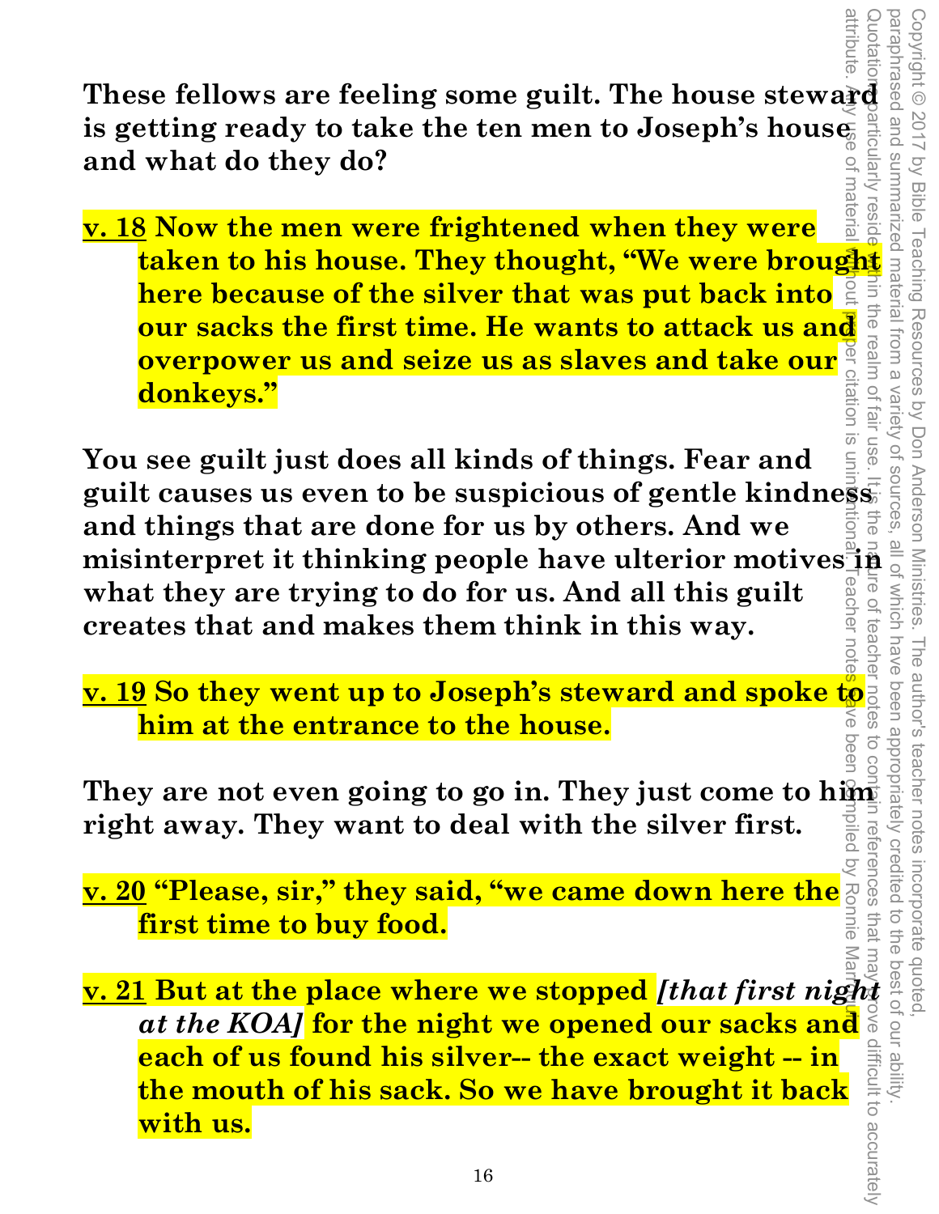**These fellows are feeling some guilt. The house steward is getting ready to take the ten men to Joseph's house and what do they do?**

**v. 18 Now the men were frightened when they were taken to his house. They thought, "We were brought here because of the silver that was put back into our sacks the first time. He wants to attack us and overpower us and seize us as slaves and take our donkeys."**

**You see guilt just does all kinds of things. Fear and guilt causes us even to be suspicious of gentle kindness and things that are done for us by others. And we misinterpret it thinking people have ulterior motives in what they are trying to do for us. And all this guilt creates that and makes them think in this way.**

**v. 19 So they went up to Joseph's steward and spoke to him at the entrance to the house.**

**They are not even going to go in. They just come to him right away. They want to deal with the silver first.**

**v. 20 "Please, sir," they said, "we came down here the first time to buy food.**

**v. 21 But at the place where we stopped *[that first night at the KOA]* for the night we opened our sacks and each of us found his silver-- the exact weight -- in the mouth of his sack. So we have brought it back with us.**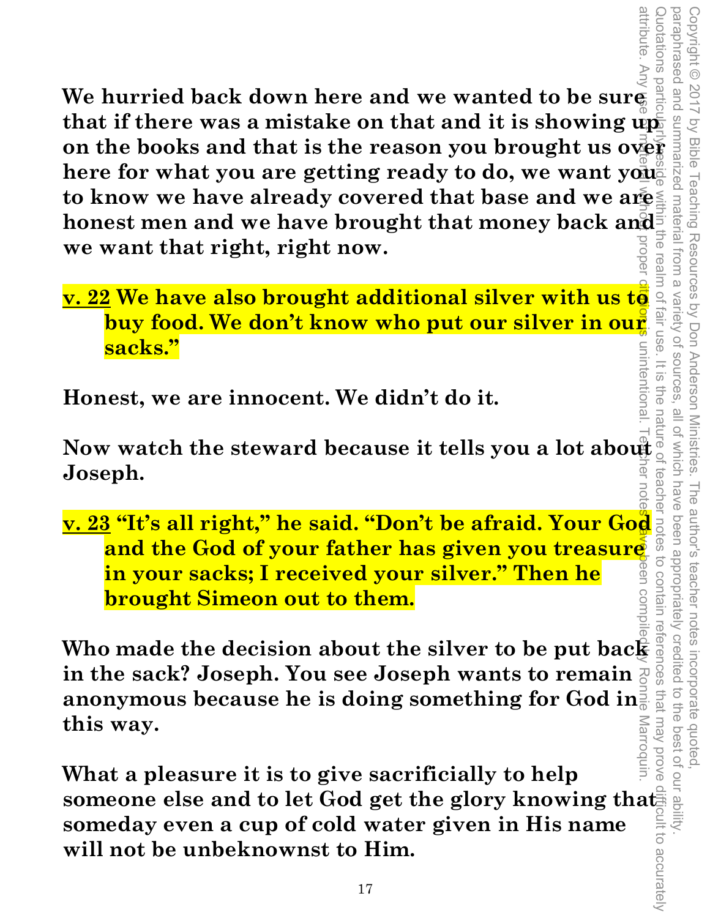**We hurried back down here and we wanted to be sure that if there was a mistake on that and it is showing up on the books and that is the reason you brought us over here for what you are getting ready to do, we want you to know we have already covered that base and we are honest men and we have brought that money back and we want that right, right now.**

**v. 22 We have also brought additional silver with us to buy food. We don't know who put our silver in our sacks."**

**Honest, we are innocent. We didn't do it.**

**Now watch the steward because it tells you a lot about Joseph.**

**v. 23 "It's all right," he said. "Don't be afraid. Your God and the God of your father has given you treasure in your sacks; I received your silver." Then he brought Simeon out to them.**

**Who made the decision about the silver to be put back in the sack? Joseph. You see Joseph wants to remain anonymous because he is doing something for God in this way.**

**What a pleasure it is to give sacrificially to help someone else and to let God get the glory knowing that someday even a cup of cold water given in His name will not be unbeknownst to Him.**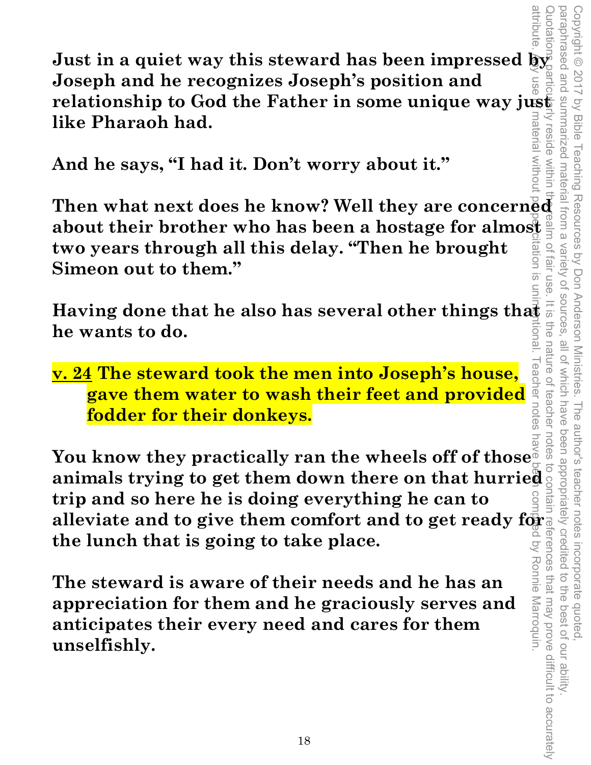**Just in a quiet way this steward has been impressed by Joseph and he recognizes Joseph's position and relationship to God the Father in some unique way just like Pharaoh had.**

**And he says, "I had it. Don't worry about it."**

**Then what next does he know? Well they are concerned about their brother who has been a hostage for almost two years through all this delay. "Then he brought Simeon out to them."**

**Having done that he also has several other things that he wants to do.**

**v. 24 The steward took the men into Joseph's house, gave them water to wash their feet and provided fodder for their donkeys.**

**You know they practically ran the wheels off of those animals trying to get them down there on that hurried trip and so here he is doing everything he can to alleviate and to give them comfort and to get ready for the lunch that is going to take place.**

**The steward is aware of their needs and he has an appreciation for them and he graciously serves and anticipates their every need and cares for them unselfishly.**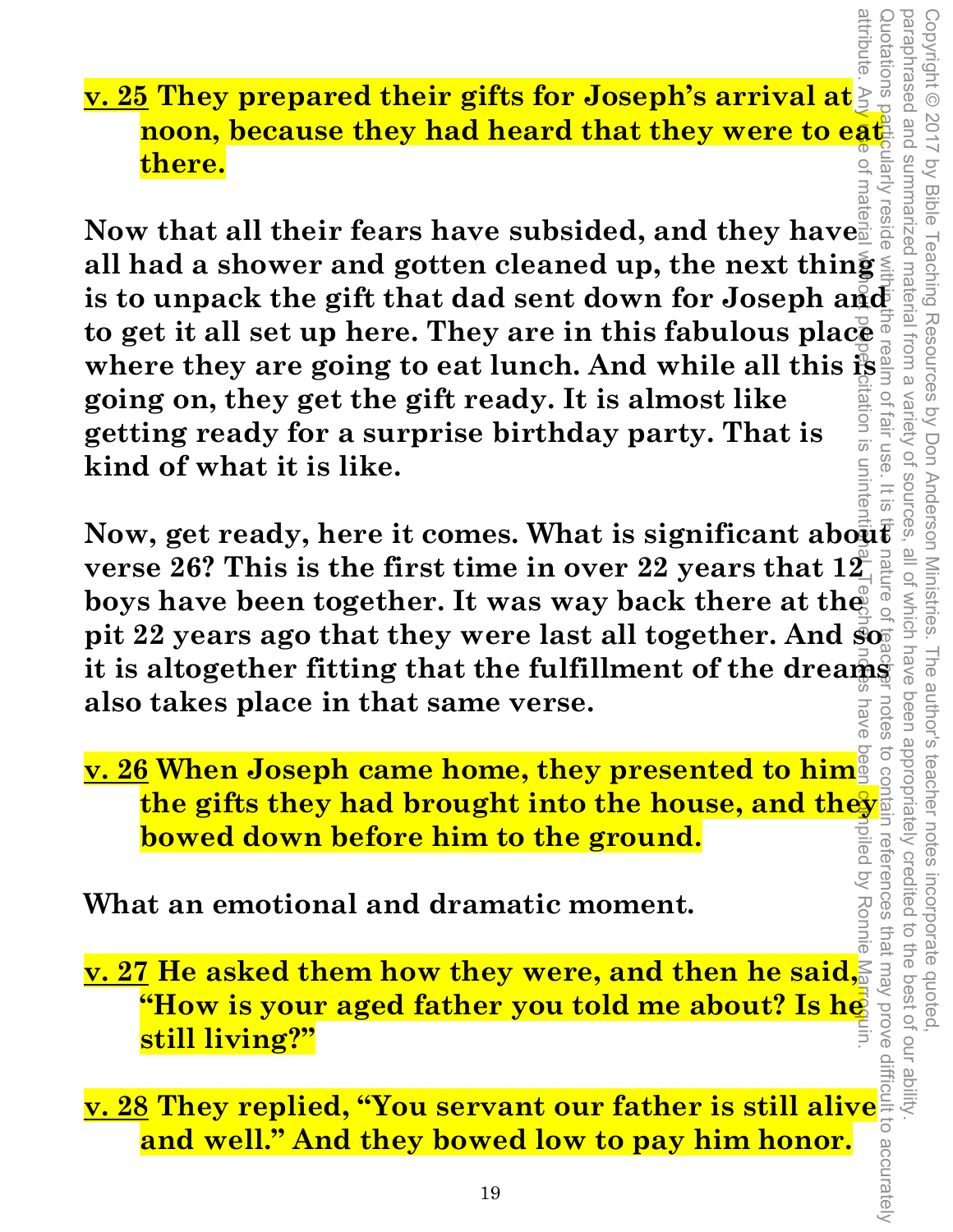**v. 25 They prepared their gifts for Joseph's arrival at noon, because they had heard that they were to eat there.**

**Now that all their fears have subsided, and they have all had a shower and gotten cleaned up, the next thing is to unpack the gift that dad sent down for Joseph and to get it all set up here. They are in this fabulous place where they are going to eat lunch. And while all this is going on, they get the gift ready. It is almost like getting ready for a surprise birthday party. That is kind of what it is like.**

**Now, get ready, here it comes. What is significant about verse 26? This is the first time in over 22 years that 12 boys have been together. It was way back there at the pit 22 years ago that they were last all together. And so it is altogether fitting that the fulfillment of the dreams also takes place in that same verse.**

**v. 26 When Joseph came home, they presented to him the gifts they had brought into the house, and they bowed down before him to the ground.**

**What an emotional and dramatic moment.**

**v. 27 He asked them how they were, and then he said, "How is your aged father you told me about? Is he still living?"**

**v. 28 They replied, "You servant our father is still alive and well." And they bowed low to pay him honor.**

Copyright © 2017 by Bible Teaching Resources by Don Anderson Ministries. The author's teacher notes incorporate quoted, paraphrased and summarized material from a variety of sources, all of which have been appropriately credited to the best of our ability. Quotations particularly reside within the realm of fair use. It is the nature of teacher notes to contain references that may prove difficult to accurately attribute. Any use of material without proper citation is unintentional. Teacher notes have been compiled by Ronnie Marroquin.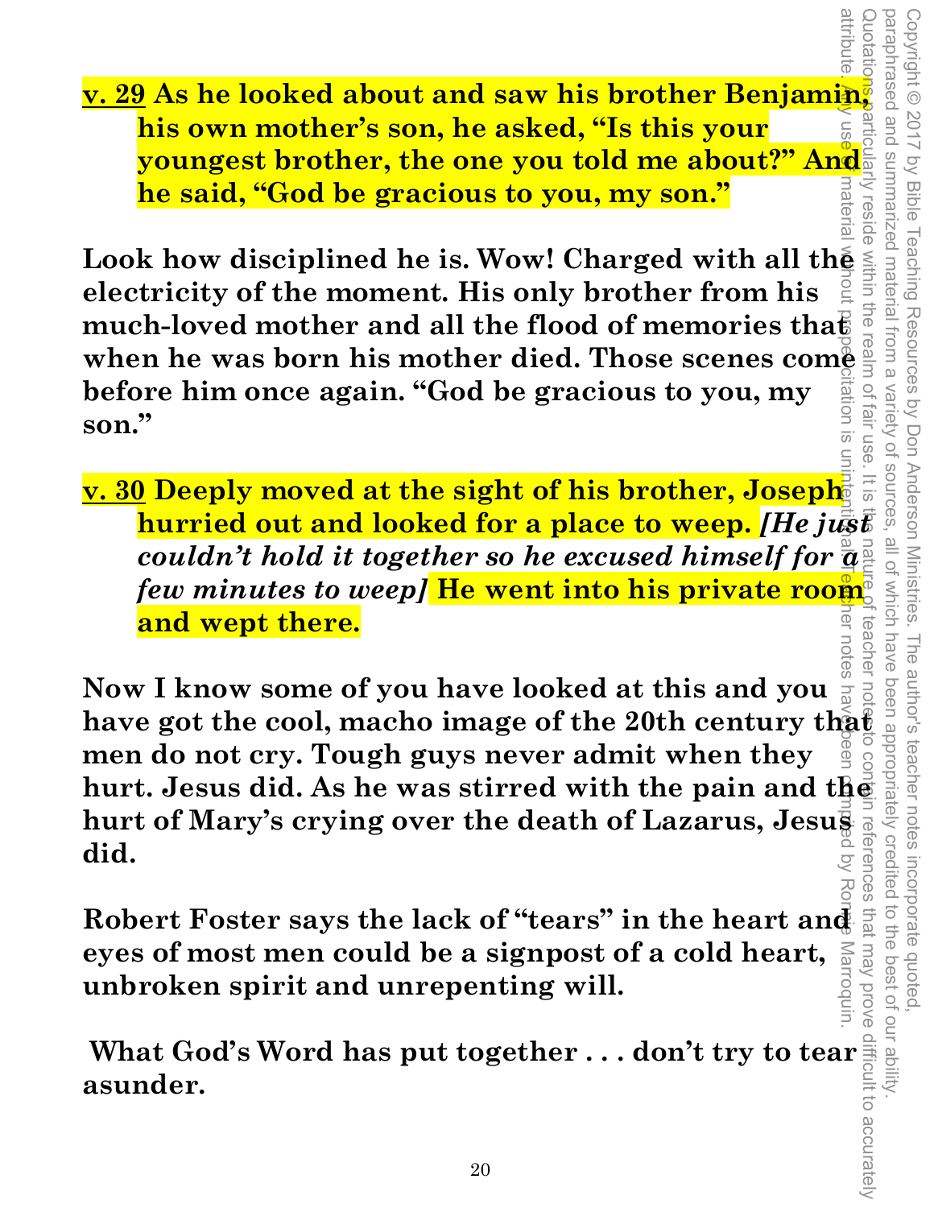**<u>v. 29</u> As he looked about and saw his brother Benjamin, his own mother's son, he asked, "Is this your youngest brother, the one you told me about?" And he said, "God be gracious to you, my son."**

**Look how disciplined he is. Wow! Charged with all the electricity of the moment. His only brother from his much-loved mother and all the flood of memories that when he was born his mother died. Those scenes come before him once again. "God be gracious to you, my son."**

**<u>v. 30</u> Deeply moved at the sight of his brother, Joseph hurried out and looked for a place to weep. *[He just couldn't hold it together so he excused himself for a few minutes to weep]* He went into his private room and wept there.**

**Now I know some of you have looked at this and you have got the cool, macho image of the 20th century that men do not cry. Tough guys never admit when they hurt. Jesus did. As he was stirred with the pain and the hurt of Mary's crying over the death of Lazarus, Jesus did.**

**Robert Foster says the lack of "tears" in the heart and eyes of most men could be a signpost of a cold heart, unbroken spirit and unrepenting will.**

**What God's Word has put together . . . don't try to tear asunder.**

Copyright © 2017 by Bible Teaching Resources by Don Anderson Ministries. The author's teacher notes incorporate quoted, paraphrased and summarized material from a variety of sources, all of which have been appropriately credited to the best of our ability. Quotations particularly reside within the realm of fair use. It is the nature of teacher notes to contain references that may prove difficult to accurately attribute. Any use of material without proper citation is unintentional. Teacher notes have been compiled by Ronnie Marroquin.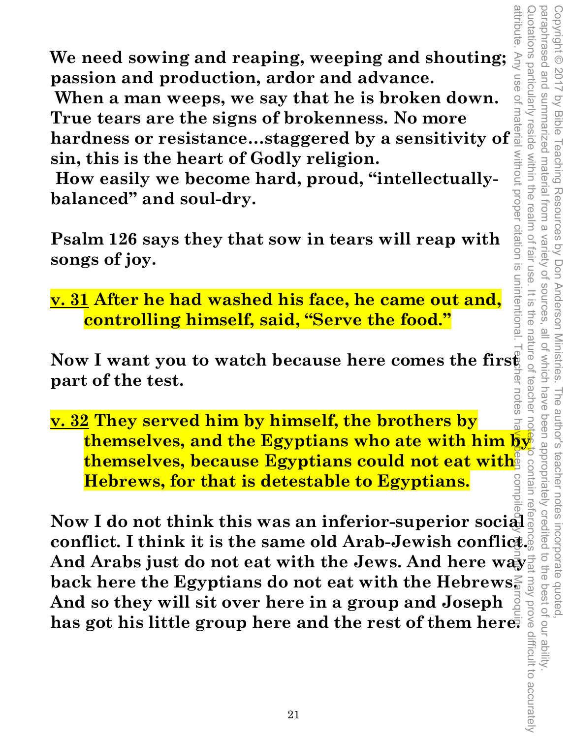**We need sowing and reaping, weeping and shouting; passion and production, ardor and advance.**

**When a man weeps, we say that he is broken down. True tears are the signs of brokenness. No more hardness or resistance…staggered by a sensitivity of sin, this is the heart of Godly religion.**

**How easily we become hard, proud, "intellectually-balanced" and soul-dry.**

**Psalm 126 says they that sow in tears will reap with songs of joy.**

**v. 31 After he had washed his face, he came out and, controlling himself, said, "Serve the food."**

**Now I want you to watch because here comes the first part of the test.**

**v. 32 They served him by himself, the brothers by themselves, and the Egyptians who ate with him by themselves, because Egyptians could not eat with Hebrews, for that is detestable to Egyptians.**

**Now I do not think this was an inferior-superior social conflict. I think it is the same old Arab-Jewish conflict. And Arabs just do not eat with the Jews. And here way back here the Egyptians do not eat with the Hebrews. And so they will sit over here in a group and Joseph has got his little group here and the rest of them here.**

Copyright © 2017 by Bible Teaching Resources by Don Anderson Ministries. The author's teacher notes incorporate quoted, paraphrased and summarized material from a variety of sources, all of which have been appropriately credited to the best of our ability. Quotations particularly reside within the realm of fair use. It is the nature of teacher notes to contain references that may prove difficult to accurately attribute. Any use of material without proper citation is unintentional. Teacher notes have been compiled by Donna Marroquin.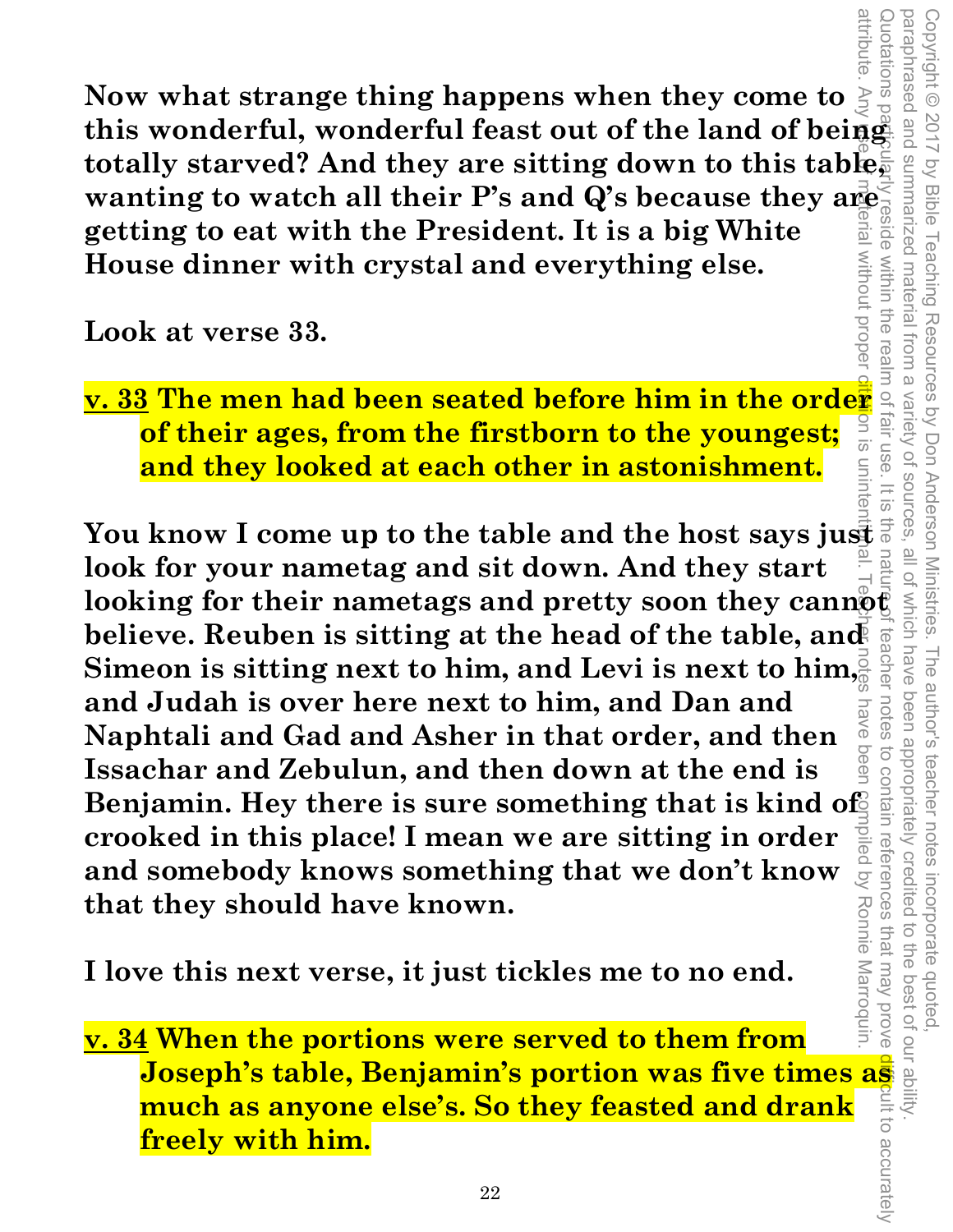**Now what strange thing happens when they come to this wonderful, wonderful feast out of the land of being totally starved? And they are sitting down to this table, wanting to watch all their P's and Q's because they are getting to eat with the President. It is a big White House dinner with crystal and everything else.**

**Look at verse 33.**

**v. 33 The men had been seated before him in the order of their ages, from the firstborn to the youngest; and they looked at each other in astonishment.**

**You know I come up to the table and the host says just look for your nametag and sit down. And they start looking for their nametags and pretty soon they cannot believe. Reuben is sitting at the head of the table, and Simeon is sitting next to him, and Levi is next to him, and Judah is over here next to him, and Dan and Naphtali and Gad and Asher in that order, and then Issachar and Zebulun, and then down at the end is Benjamin. Hey there is sure something that is kind of crooked in this place! I mean we are sitting in order and somebody knows something that we don't know that they should have known.**

**I love this next verse, it just tickles me to no end.**

**v. 34 When the portions were served to them from Joseph's table, Benjamin's portion was five times as much as anyone else's. So they feasted and drank freely with him.**

Copyright © 2017 by Bible Teaching Resources by Don Anderson Ministries. The author's teacher notes incorporate quoted, paraphrased and summarized material from a variety of sources, all of which have been appropriately credited to the best of our ability. Quotations particularly reside within the realm of fair use. It is the nature of teacher notes to contain references that may prove difficult to accurately attribute. Any use of material without proper citation is unintentional. Teacher notes have been compiled by Ronnie Marroquin.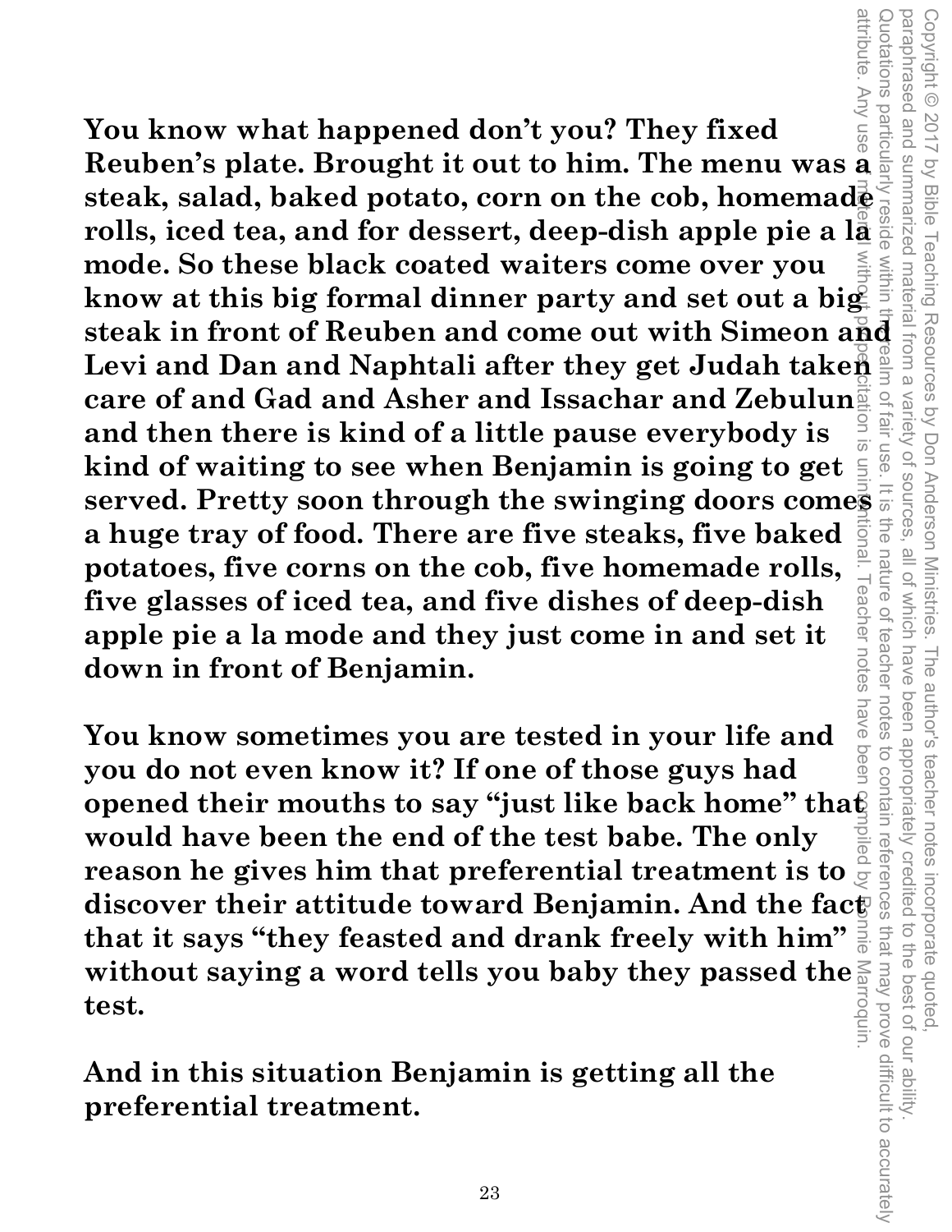**You know what happened don't you? They fixed Reuben's plate. Brought it out to him. The menu was a steak, salad, baked potato, corn on the cob, homemade rolls, iced tea, and for dessert, deep-dish apple pie a la mode. So these black coated waiters come over you know at this big formal dinner party and set out a big steak in front of Reuben and come out with Simeon and Levi and Dan and Naphtali after they get Judah taken care of and Gad and Asher and Issachar and Zebulun and then there is kind of a little pause everybody is kind of waiting to see when Benjamin is going to get served. Pretty soon through the swinging doors comes a huge tray of food. There are five steaks, five baked potatoes, five corns on the cob, five homemade rolls, five glasses of iced tea, and five dishes of deep-dish apple pie a la mode and they just come in and set it down in front of Benjamin.**

**You know sometimes you are tested in your life and you do not even know it? If one of those guys had opened their mouths to say "just like back home" that would have been the end of the test babe. The only reason he gives him that preferential treatment is to discover their attitude toward Benjamin. And the fact that it says "they feasted and drank freely with him" without saying a word tells you baby they passed the test.**

**And in this situation Benjamin is getting all the preferential treatment.**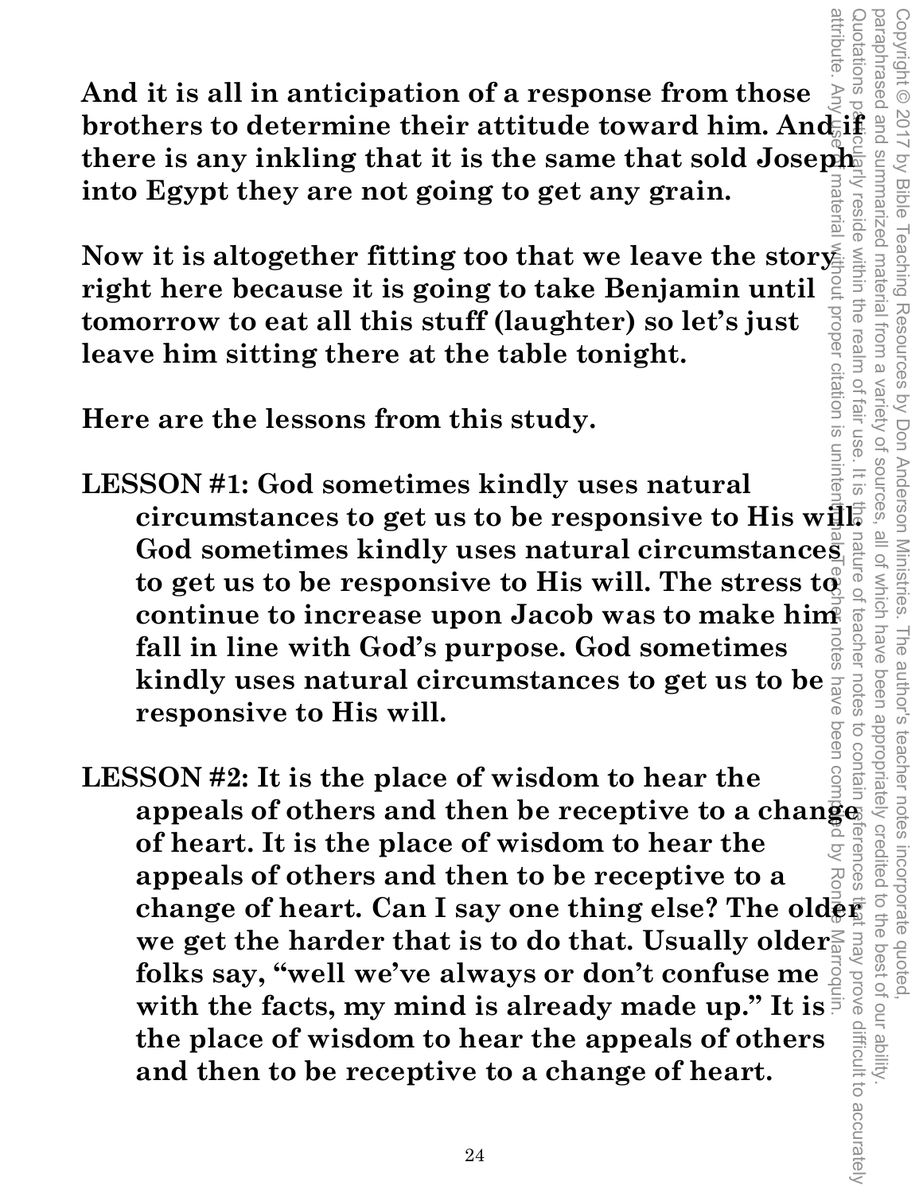**And it is all in anticipation of a response from those brothers to determine their attitude toward him. And if there is any inkling that it is the same that sold Joseph into Egypt they are not going to get any grain.**

**Now it is altogether fitting too that we leave the story right here because it is going to take Benjamin until tomorrow to eat all this stuff (laughter) so let's just leave him sitting there at the table tonight.**

**Here are the lessons from this study.**

**LESSON #1: God sometimes kindly uses natural circumstances to get us to be responsive to His will. God sometimes kindly uses natural circumstances to get us to be responsive to His will. The stress to continue to increase upon Jacob was to make him fall in line with God's purpose. God sometimes kindly uses natural circumstances to get us to be responsive to His will.**

**LESSON #2: It is the place of wisdom to hear the appeals of others and then be receptive to a change of heart. It is the place of wisdom to hear the appeals of others and then to be receptive to a change of heart. Can I say one thing else? The older we get the harder that is to do that. Usually older folks say, "well we've always or don't confuse me with the facts, my mind is already made up." It is the place of wisdom to hear the appeals of others and then to be receptive to a change of heart.**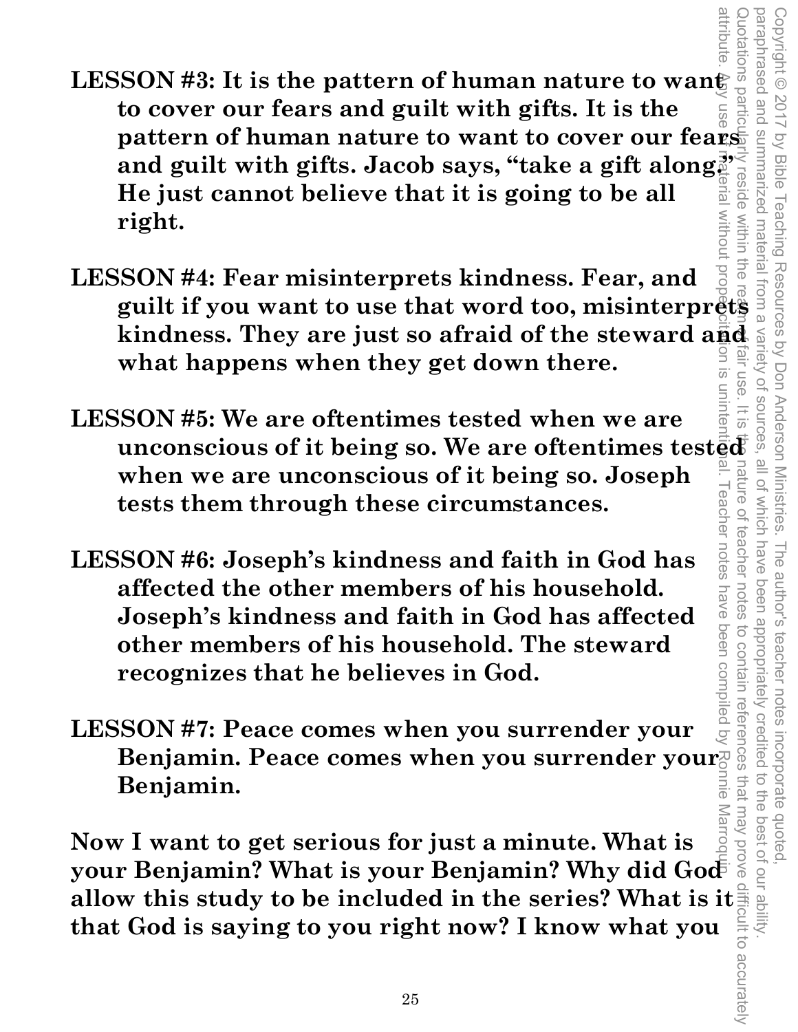**LESSON #3: It is the pattern of human nature to want to cover our fears and guilt with gifts. It is the pattern of human nature to want to cover our fears and guilt with gifts. Jacob says, "take a gift along." He just cannot believe that it is going to be all right.**

**LESSON #4: Fear misinterprets kindness. Fear, and guilt if you want to use that word too, misinterprets kindness. They are just so afraid of the steward and what happens when they get down there.**

**LESSON #5: We are oftentimes tested when we are unconscious of it being so. We are oftentimes tested when we are unconscious of it being so. Joseph tests them through these circumstances.**

**LESSON #6: Joseph's kindness and faith in God has affected the other members of his household. Joseph's kindness and faith in God has affected other members of his household. The steward recognizes that he believes in God.**

**LESSON #7: Peace comes when you surrender your Benjamin. Peace comes when you surrender your Benjamin.**

**Now I want to get serious for just a minute. What is your Benjamin? What is your Benjamin? Why did God allow this study to be included in the series? What is it that God is saying to you right now? I know what you**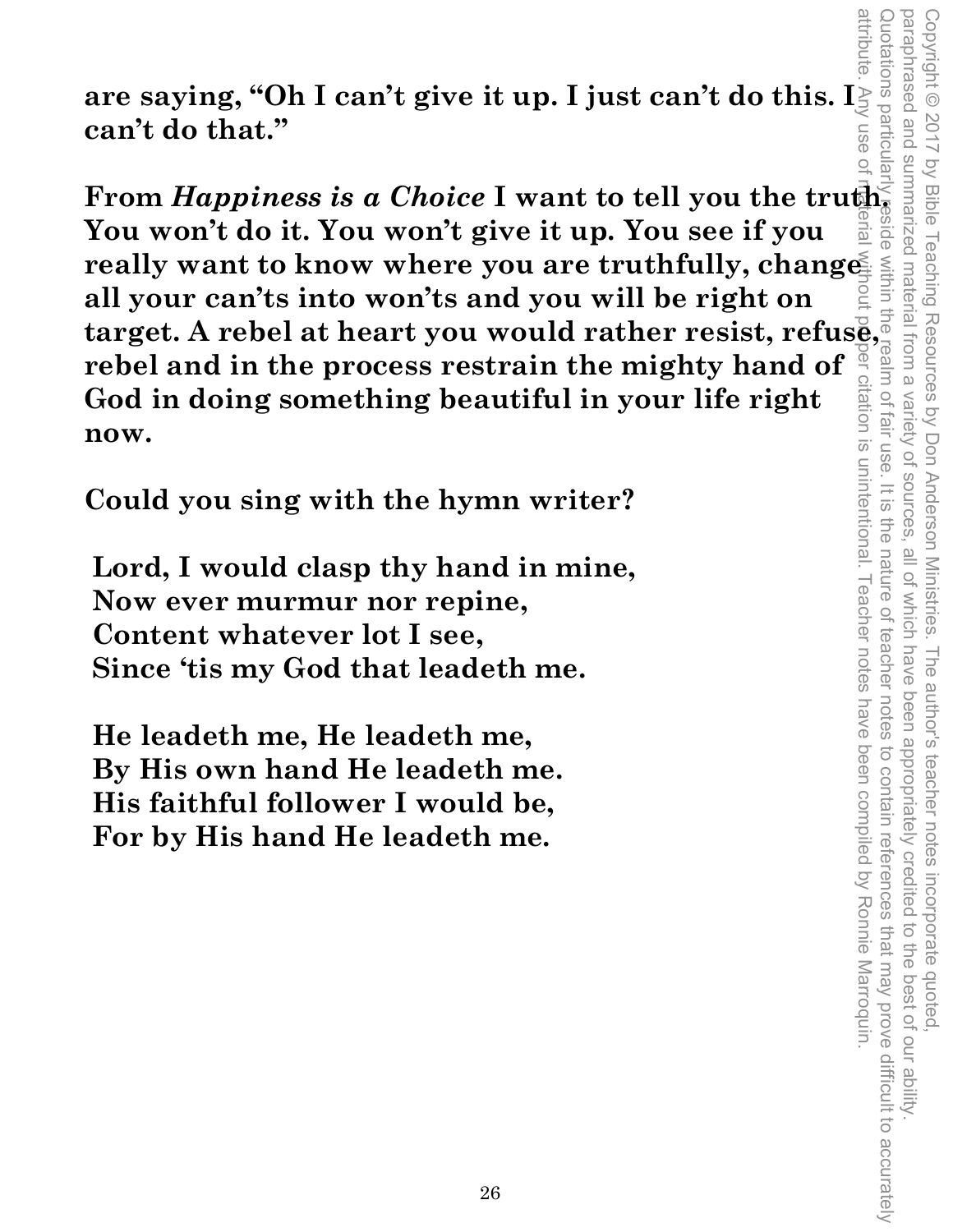**are saying, "Oh I can't give it up. I just can't do this. I can't do that."**

**From *Happiness is a Choice* I want to tell you the truth. You won't do it. You won't give it up. You see if you really want to know where you are truthfully, change all your can'ts into won'ts and you will be right on target. A rebel at heart you would rather resist, refuse, rebel and in the process restrain the mighty hand of God in doing something beautiful in your life right now.**

**Could you sing with the hymn writer?**

**Lord, I would clasp thy hand in mine,**
**Now ever murmur nor repine,**
**Content whatever lot I see,**
**Since 'tis my God that leadeth me.**

**He leadeth me, He leadeth me,**
**By His own hand He leadeth me.**
**His faithful follower I would be,**
**For by His hand He leadeth me.**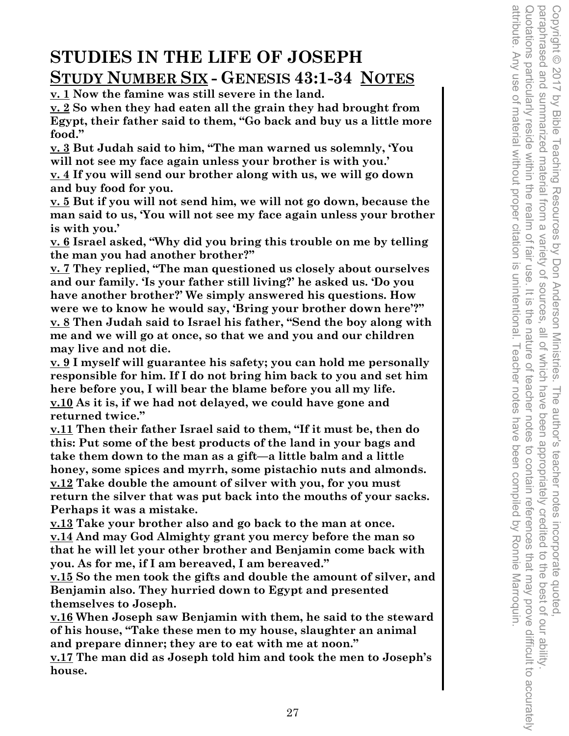# STUDIES IN THE LIFE OF JOSEPH

## STUDY NUMBER SIX - GENESIS 43:1-34 NOTES

**v. 1 Now the famine was still severe in the land.**

**v. 2 So when they had eaten all the grain they had brought from Egypt, their father said to them, "Go back and buy us a little more food."**

**v. 3 But Judah said to him, "The man warned us solemnly, 'You will not see my face again unless your brother is with you.'**

**v. 4 If you will send our brother along with us, we will go down and buy food for you.**

**v. 5 But if you will not send him, we will not go down, because the man said to us, 'You will not see my face again unless your brother is with you.'**

**v. 6 Israel asked, "Why did you bring this trouble on me by telling the man you had another brother?"**

**v. 7 They replied, "The man questioned us closely about ourselves and our family. 'Is your father still living?' he asked us. 'Do you have another brother?' We simply answered his questions. How were we to know he would say, 'Bring your brother down here'?"**

**v. 8 Then Judah said to Israel his father, "Send the boy along with me and we will go at once, so that we and you and our children may live and not die.**

**v. 9 I myself will guarantee his safety; you can hold me personally responsible for him. If I do not bring him back to you and set him here before you, I will bear the blame before you all my life.**

**v.10 As it is, if we had not delayed, we could have gone and returned twice."**

**v.11 Then their father Israel said to them, "If it must be, then do this: Put some of the best products of the land in your bags and take them down to the man as a gift—a little balm and a little honey, some spices and myrrh, some pistachio nuts and almonds.**

**v.12 Take double the amount of silver with you, for you must return the silver that was put back into the mouths of your sacks. Perhaps it was a mistake.**

**v.13 Take your brother also and go back to the man at once.**

**v.14 And may God Almighty grant you mercy before the man so that he will let your other brother and Benjamin come back with you. As for me, if I am bereaved, I am bereaved."**

**v.15 So the men took the gifts and double the amount of silver, and Benjamin also. They hurried down to Egypt and presented themselves to Joseph.**

**v.16 When Joseph saw Benjamin with them, he said to the steward of his house, "Take these men to my house, slaughter an animal and prepare dinner; they are to eat with me at noon."**

**v.17 The man did as Joseph told him and took the men to Joseph's house.**

Copyright © 2017 by Bible Teaching Resources by Don Anderson Ministries. The author's teacher notes incorporate quoted, paraphrased and summarized material from a variety of sources, all of which have been appropriately credited to the best of our ability. Quotations particularly reside within the realm of fair use. It is the nature of teacher notes to contain references that may prove difficult to accurately attribute. Any use of material without proper citation is unintentional. Teacher notes have been compiled by Ronnie Marroquin.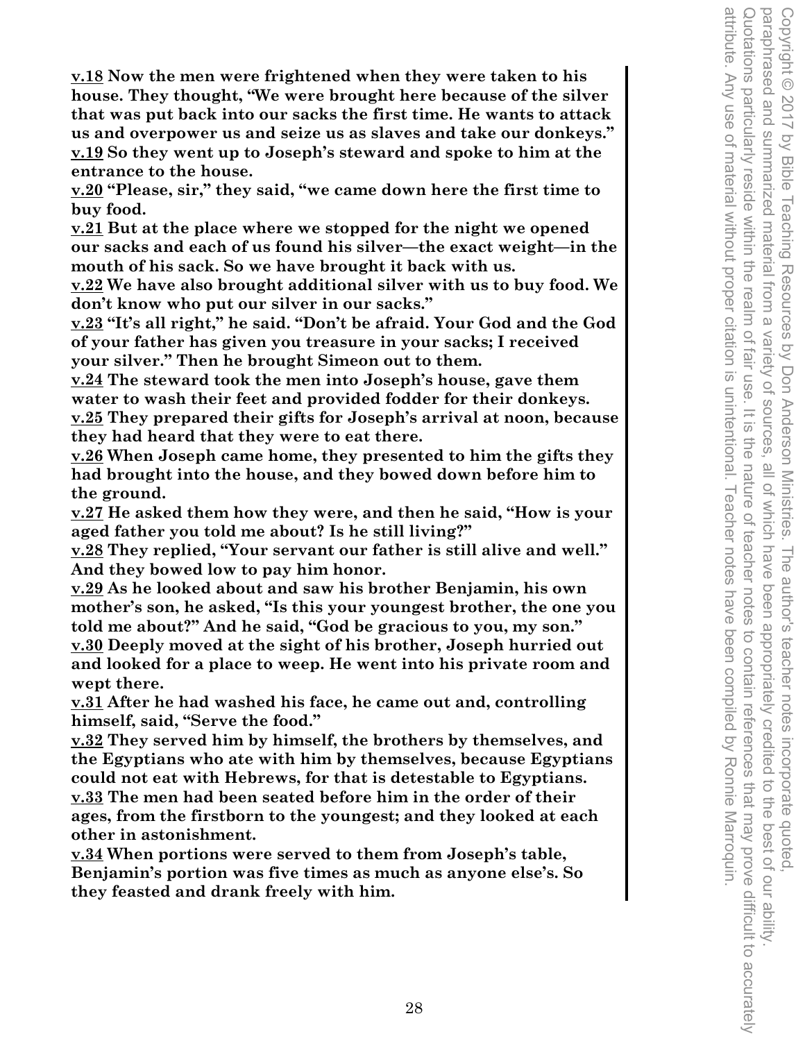**<u>v.18</u> Now the men were frightened when they were taken to his house. They thought, "We were brought here because of the silver that was put back into our sacks the first time. He wants to attack us and overpower us and seize us as slaves and take our donkeys."**
**<u>v.19</u> So they went up to Joseph's steward and spoke to him at the entrance to the house.**
**<u>v.20</u> "Please, sir," they said, "we came down here the first time to buy food.**
**<u>v.21</u> But at the place where we stopped for the night we opened our sacks and each of us found his silver—the exact weight—in the mouth of his sack. So we have brought it back with us.**
**<u>v.22</u> We have also brought additional silver with us to buy food. We don't know who put our silver in our sacks."**
**<u>v.23</u> "It's all right," he said. "Don't be afraid. Your God and the God of your father has given you treasure in your sacks; I received your silver." Then he brought Simeon out to them.**
**<u>v.24</u> The steward took the men into Joseph's house, gave them water to wash their feet and provided fodder for their donkeys.**
**<u>v.25</u> They prepared their gifts for Joseph's arrival at noon, because they had heard that they were to eat there.**
**<u>v.26</u> When Joseph came home, they presented to him the gifts they had brought into the house, and they bowed down before him to the ground.**
**<u>v.27</u> He asked them how they were, and then he said, "How is your aged father you told me about? Is he still living?"**
**<u>v.28</u> They replied, "Your servant our father is still alive and well." And they bowed low to pay him honor.**
**<u>v.29</u> As he looked about and saw his brother Benjamin, his own mother's son, he asked, "Is this your youngest brother, the one you told me about?" And he said, "God be gracious to you, my son."**
**<u>v.30</u> Deeply moved at the sight of his brother, Joseph hurried out and looked for a place to weep. He went into his private room and wept there.**
**<u>v.31</u> After he had washed his face, he came out and, controlling himself, said, "Serve the food."**
**<u>v.32</u> They served him by himself, the brothers by themselves, and the Egyptians who ate with him by themselves, because Egyptians could not eat with Hebrews, for that is detestable to Egyptians.**
**<u>v.33</u> The men had been seated before him in the order of their ages, from the firstborn to the youngest; and they looked at each other in astonishment.**
**<u>v.34</u> When portions were served to them from Joseph's table, Benjamin's portion was five times as much as anyone else's. So they feasted and drank freely with him.**

Copyright © 2017 by Bible Teaching Resources by Don Anderson Ministries. The author's teacher notes incorporate quoted, paraphrased and summarized material from a variety of sources, all of which have been appropriately credited to the best of our ability. Quotations particularly reside within the realm of fair use. It is the nature of teacher notes to contain references that may prove difficult to accurately attribute. Any use of material without proper citation is unintentional. Teacher notes have been compiled by Ronnie Marroquin.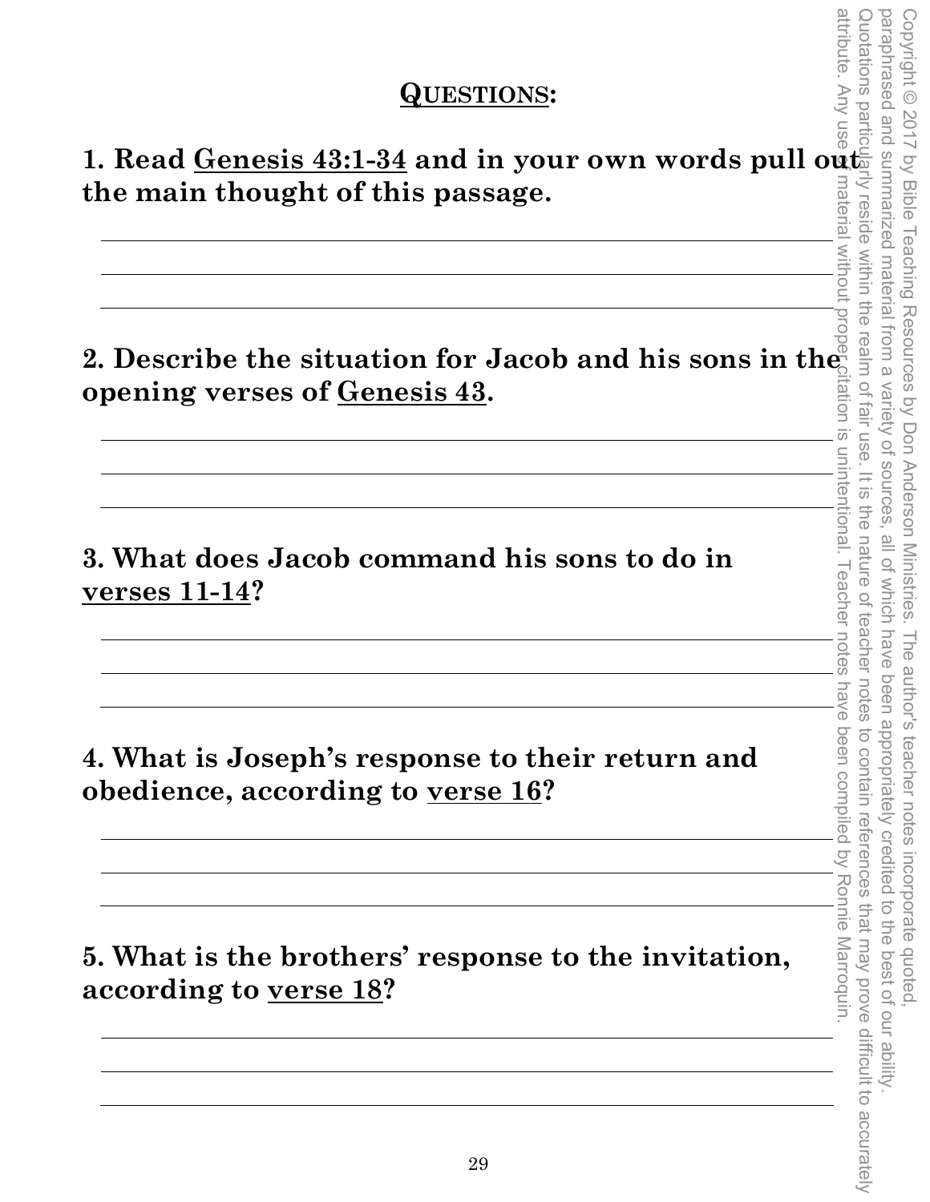## QUESTIONS:

**1. Read <u>Genesis 43:1-34</u> and in your own words pull out the main thought of this passage.**

**2. Describe the situation for Jacob and his sons in the opening verses of <u>Genesis 43</u>.**

**3. What does Jacob command his sons to do in <u>verses 11-14</u>?**

**4. What is Joseph's response to their return and obedience, according to <u>verse 16</u>?**

**5. What is the brothers' response to the invitation, according to <u>verse 18</u>?**

Copyright © 2017 by Bible Teaching Resources by Don Anderson Ministries. The author's teacher notes incorporate quoted, paraphrased and summarized material from a variety of sources, all of which have been appropriately credited to the best of our ability. Quotations particularly reside within the realm of fair use. It is the nature of teacher notes to contain references that may prove difficult to accurately attribute. Any use of material without proper citation is unintentional. Teacher notes have been compiled by Ronnie Marroquin.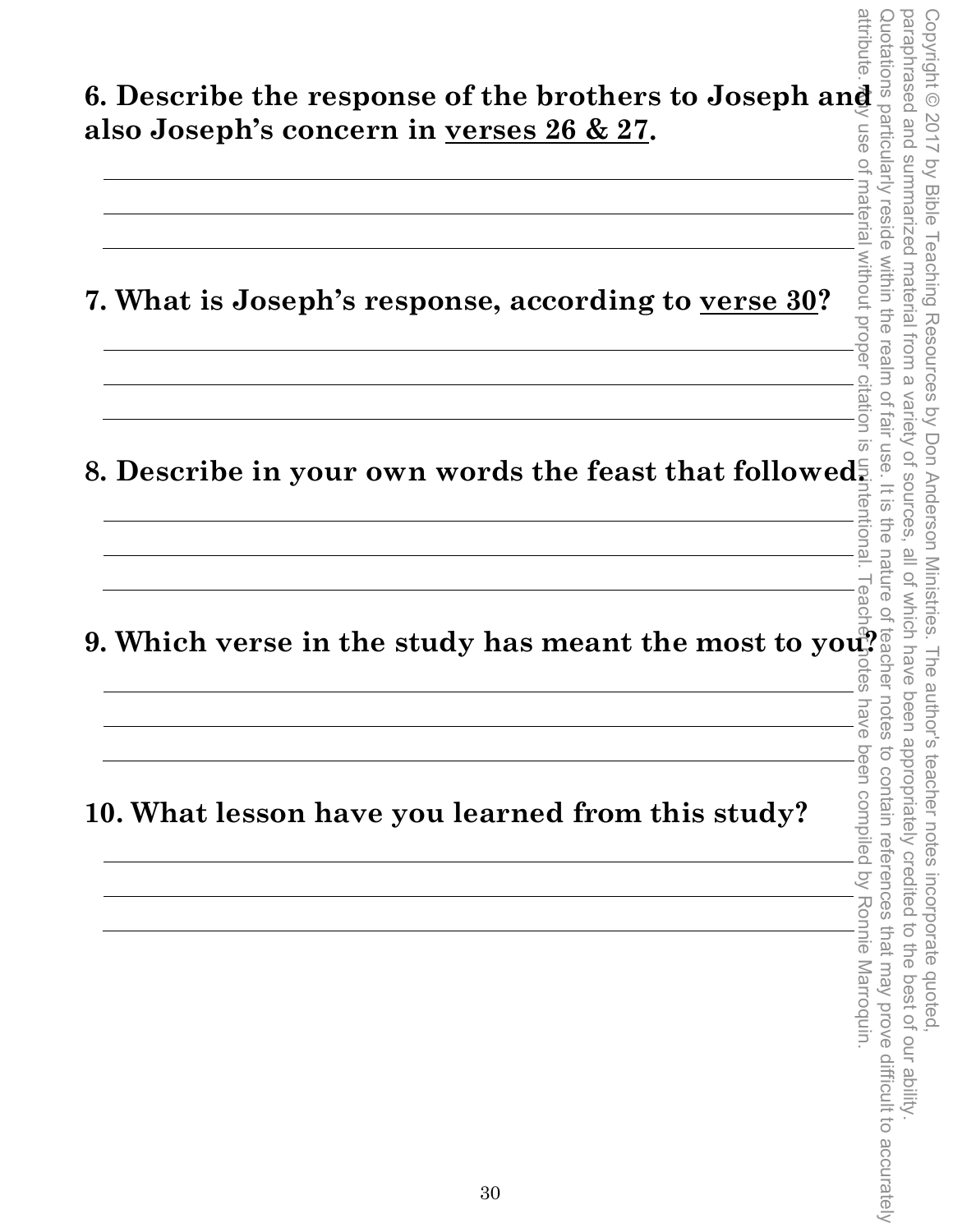**6. Describe the response of the brothers to Joseph and also Joseph's concern in <u>verses 26 & 27</u>.**

**7. What is Joseph's response, according to <u>verse 30</u>?**

**8. Describe in your own words the feast that followed.**

**9. Which verse in the study has meant the most to you?**

**10. What lesson have you learned from this study?**

Copyright © 2017 by Bible Teaching Resources by Don Anderson Ministries. The author's teacher notes incorporate quoted, paraphrased and summarized material from a variety of sources, all of which have been appropriately credited to the best of our ability. Quotations particularly reside within the realm of fair use. It is the nature of teacher notes to contain references that may prove difficult to accurately attribute. Any use of material without proper citation is unintentional. Teacher notes have been compiled by Ronnie Marroquin.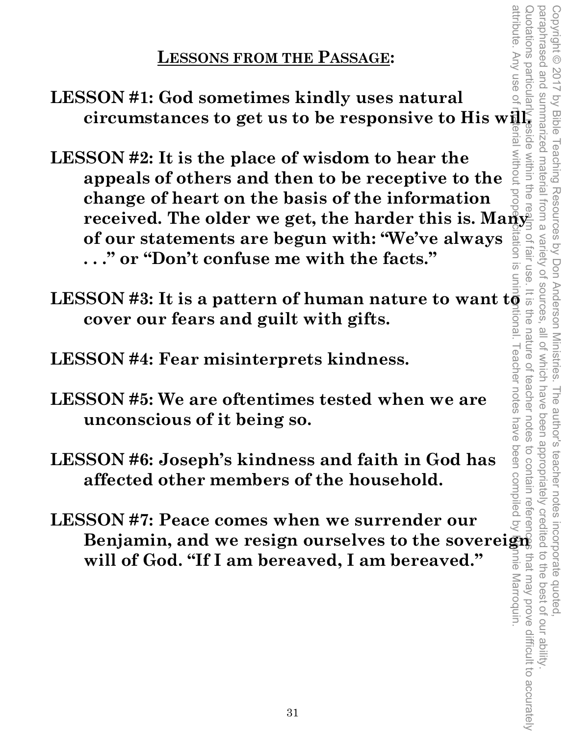## LESSONS FROM THE PASSAGE:

**LESSON #1: God sometimes kindly uses natural circumstances to get us to be responsive to His will.**

**LESSON #2: It is the place of wisdom to hear the appeals of others and then to be receptive to the change of heart on the basis of the information received. The older we get, the harder this is. Many of our statements are begun with: "We've always . . ." or "Don't confuse me with the facts."**

**LESSON #3: It is a pattern of human nature to want to cover our fears and guilt with gifts.**

**LESSON #4: Fear misinterprets kindness.**

**LESSON #5: We are oftentimes tested when we are unconscious of it being so.**

**LESSON #6: Joseph's kindness and faith in God has affected other members of the household.**

**LESSON #7: Peace comes when we surrender our Benjamin, and we resign ourselves to the sovereign will of God. "If I am bereaved, I am bereaved."**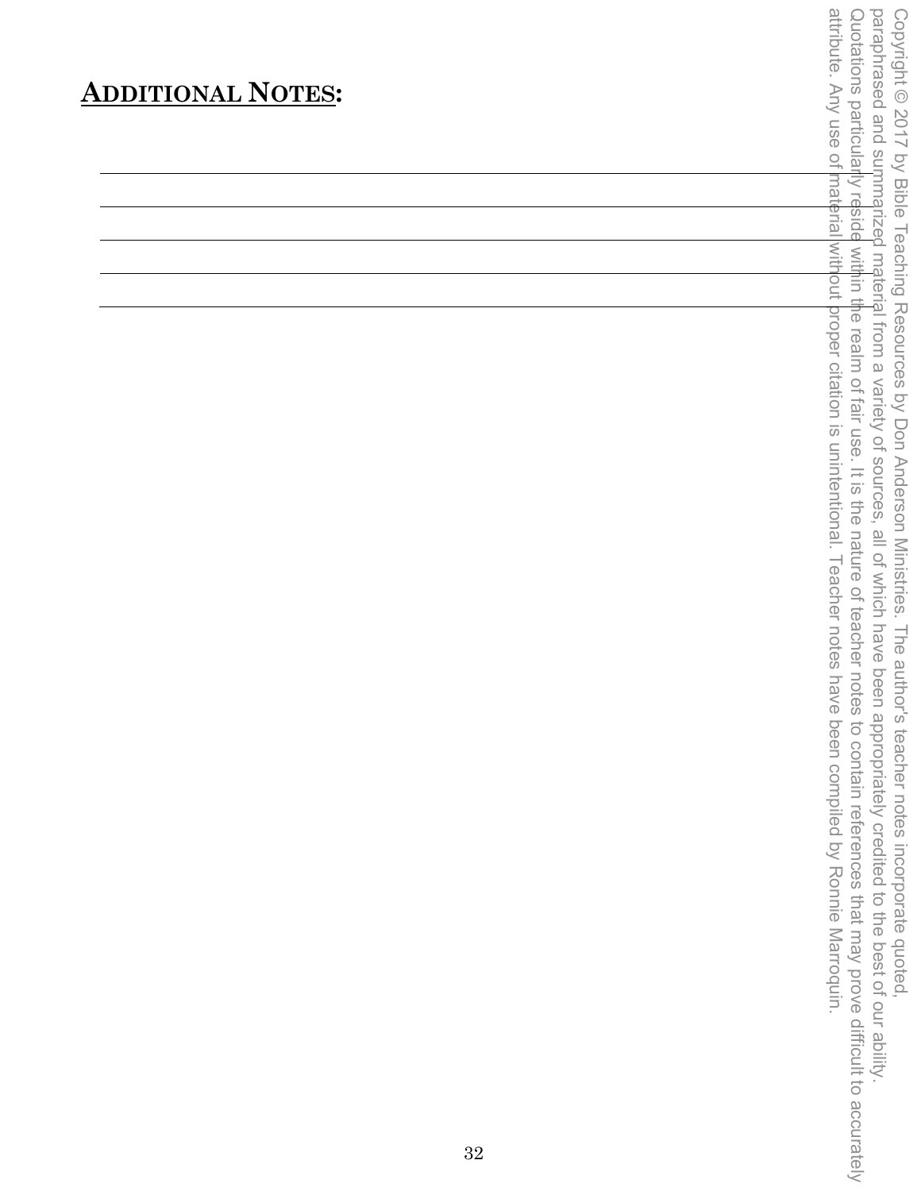## **ADDITIONAL NOTES:**

Copyright © 2017 by Bible Teaching Resources by Don Anderson Ministries. The author's teacher notes incorporate quoted, paraphrased and summarized material from a variety of sources, all of which have been appropriately credited to the best of our ability. Quotations particularly reside within the realm of fair use. It is the nature of teacher notes to contain references that may prove difficult to accurately attribute. Any use of material without proper citation is unintentional. Teacher notes have been compiled by Ronnie Marroquin.